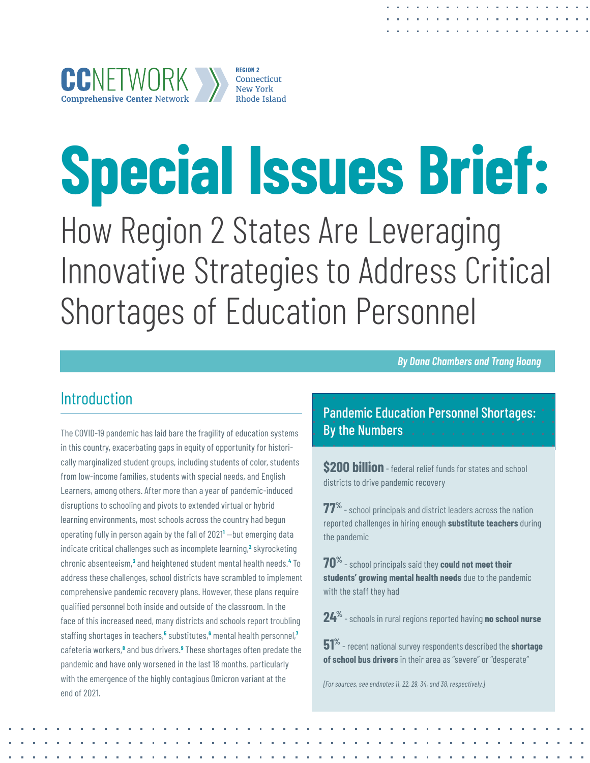CCNETWORK Comprehensive Center Network

REGION 2
Connecticut
New York
Rhode Island

# Special Issues Brief:

## How Region 2 States Are Leveraging Innovative Strategies to Address Critical Shortages of Education Personnel

*By Dana Chambers and Trang Hoang*

## Introduction

The COVID-19 pandemic has laid bare the fragility of education systems in this country, exacerbating gaps in equity of opportunity for historically marginalized student groups, including students of color, students from low-income families, students with special needs, and English Learners, among others. After more than a year of pandemic-induced disruptions to schooling and pivots to extended virtual or hybrid learning environments, most schools across the country had begun operating fully in person again by the fall of 2021[1] —but emerging data indicate critical challenges such as incomplete learning,[2] skyrocketing chronic absenteeism,[3] and heightened student mental health needs.[4] To address these challenges, school districts have scrambled to implement comprehensive pandemic recovery plans. However, these plans require qualified personnel both inside and outside of the classroom. In the face of this increased need, many districts and schools report troubling staffing shortages in teachers,[5] substitutes,[6] mental health personnel,[7] cafeteria workers,[8] and bus drivers.[9] These shortages often predate the pandemic and have only worsened in the last 18 months, particularly with the emergence of the highly contagious Omicron variant at the end of 2021.

### Pandemic Education Personnel Shortages: By the Numbers

**$200 billion** - federal relief funds for states and school districts to drive pandemic recovery

**77%** - school principals and district leaders across the nation reported challenges in hiring enough **substitute teachers** during the pandemic

**70%** - school principals said they **could not meet their students' growing mental health needs** due to the pandemic with the staff they had

**24%** - schools in rural regions reported having **no school nurse**

**51%** - recent national survey respondents described the **shortage of school bus drivers** in their area as "severe" or "desperate"

*[For sources, see endnotes 11, 22, 29, 34, and 38, respectively.]*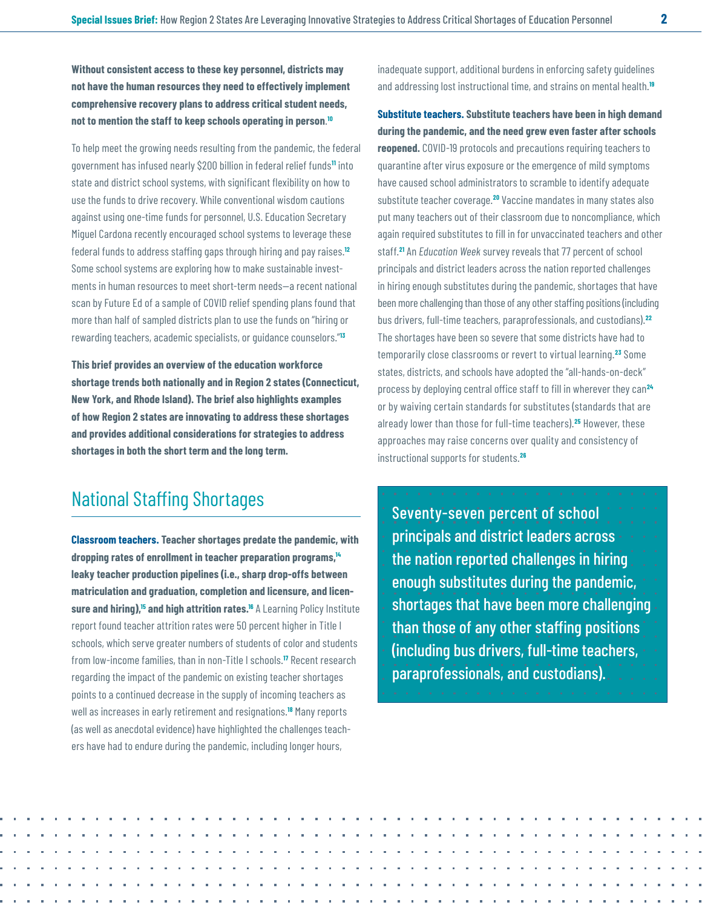**Without consistent access to these key personnel, districts may not have the human resources they need to effectively implement comprehensive recovery plans to address critical student needs, not to mention the staff to keep schools operating in person**.[10]

To help meet the growing needs resulting from the pandemic, the federal government has infused nearly $200 billion in federal relief funds[11] into state and district school systems, with significant flexibility on how to use the funds to drive recovery. While conventional wisdom cautions against using one-time funds for personnel, U.S. Education Secretary Miguel Cardona recently encouraged school systems to leverage these federal funds to address staffing gaps through hiring and pay raises.[12] Some school systems are exploring how to make sustainable investments in human resources to meet short-term needs—a recent national scan by Future Ed of a sample of COVID relief spending plans found that more than half of sampled districts plan to use the funds on "hiring or rewarding teachers, academic specialists, or guidance counselors."[13]

**This brief provides an overview of the education workforce shortage trends both nationally and in Region 2 states (Connecticut, New York, and Rhode Island). The brief also highlights examples of how Region 2 states are innovating to address these shortages and provides additional considerations for strategies to address shortages in both the short term and the long term.**

## National Staffing Shortages

**Classroom teachers. Teacher shortages predate the pandemic, with dropping rates of enrollment in teacher preparation programs,[14] leaky teacher production pipelines (i.e., sharp drop-offs between matriculation and graduation, completion and licensure, and licensure and hiring),[15] and high attrition rates.[16]** A Learning Policy Institute report found teacher attrition rates were 50 percent higher in Title I schools, which serve greater numbers of students of color and students from low-income families, than in non-Title I schools.[17] Recent research regarding the impact of the pandemic on existing teacher shortages points to a continued decrease in the supply of incoming teachers as well as increases in early retirement and resignations.[18] Many reports (as well as anecdotal evidence) have highlighted the challenges teachers have had to endure during the pandemic, including longer hours, inadequate support, additional burdens in enforcing safety guidelines and addressing lost instructional time, and strains on mental health.[19]

**Substitute teachers. Substitute teachers have been in high demand during the pandemic, and the need grew even faster after schools reopened.** COVID-19 protocols and precautions requiring teachers to quarantine after virus exposure or the emergence of mild symptoms have caused school administrators to scramble to identify adequate substitute teacher coverage.[20] Vaccine mandates in many states also put many teachers out of their classroom due to noncompliance, which again required substitutes to fill in for unvaccinated teachers and other staff.[21] An *Education Week* survey reveals that 77 percent of school principals and district leaders across the nation reported challenges in hiring enough substitutes during the pandemic, shortages that have been more challenging than those of any other staffing positions (including bus drivers, full-time teachers, paraprofessionals, and custodians).[22] The shortages have been so severe that some districts have had to temporarily close classrooms or revert to virtual learning.[23] Some states, districts, and schools have adopted the "all-hands-on-deck" process by deploying central office staff to fill in wherever they can[24] or by waiving certain standards for substitutes (standards that are already lower than those for full-time teachers).[25] However, these approaches may raise concerns over quality and consistency of instructional supports for students.[26]

> Seventy-seven percent of school principals and district leaders across the nation reported challenges in hiring enough substitutes during the pandemic, shortages that have been more challenging than those of any other staffing positions (including bus drivers, full-time teachers, paraprofessionals, and custodians).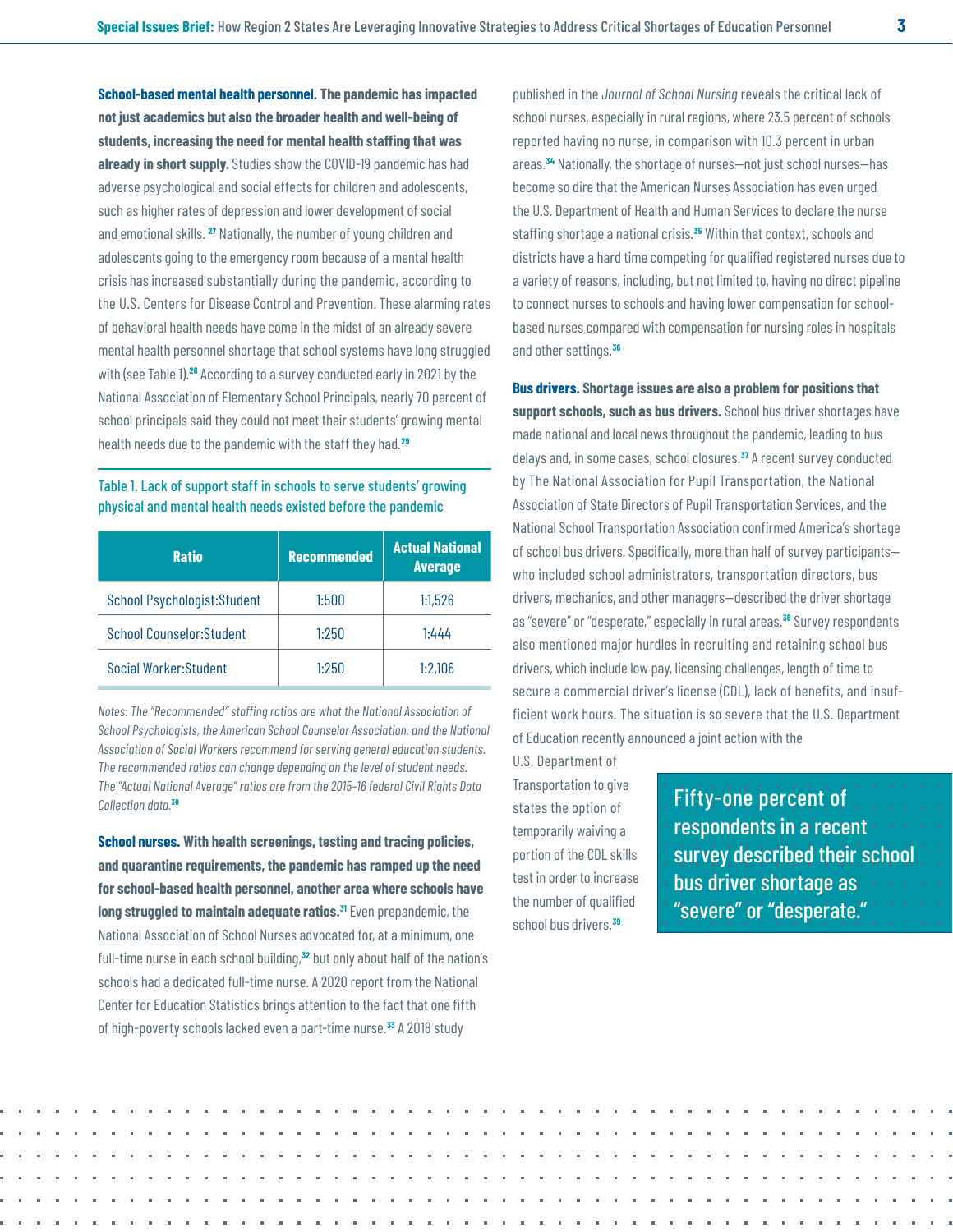**School-based mental health personnel. The pandemic has impacted not just academics but also the broader health and well-being of students, increasing the need for mental health staffing that was already in short supply.** Studies show the COVID-19 pandemic has had adverse psychological and social effects for children and adolescents, such as higher rates of depression and lower development of social and emotional skills. [27] Nationally, the number of young children and adolescents going to the emergency room because of a mental health crisis has increased substantially during the pandemic, according to the U.S. Centers for Disease Control and Prevention. These alarming rates of behavioral health needs have come in the midst of an already severe mental health personnel shortage that school systems have long struggled with (see Table 1).[28] According to a survey conducted early in 2021 by the National Association of Elementary School Principals, nearly 70 percent of school principals said they could not meet their students' growing mental health needs due to the pandemic with the staff they had.[29]

Table 1. Lack of support staff in schools to serve students' growing physical and mental health needs existed before the pandemic

| Ratio | Recommended | Actual National Average |
|---|---|---|
| School Psychologist:Student | 1:500 | 1:1,526 |
| School Counselor:Student | 1:250 | 1:444 |
| Social Worker:Student | 1:250 | 1:2,106 |

*Notes: The "Recommended" staffing ratios are what the National Association of School Psychologists, the American School Counselor Association, and the National Association of Social Workers recommend for serving general education students. The recommended ratios can change depending on the level of student needs. The "Actual National Average" ratios are from the 2015–16 federal Civil Rights Data Collection data.*[30]

**School nurses. With health screenings, testing and tracing policies, and quarantine requirements, the pandemic has ramped up the need for school-based health personnel, another area where schools have long struggled to maintain adequate ratios.**[31] Even prepandemic, the National Association of School Nurses advocated for, at a minimum, one full-time nurse in each school building,[32] but only about half of the nation's schools had a dedicated full-time nurse. A 2020 report from the National Center for Education Statistics brings attention to the fact that one fifth of high-poverty schools lacked even a part-time nurse.[33] A 2018 study published in the *Journal of School Nursing* reveals the critical lack of school nurses, especially in rural regions, where 23.5 percent of schools reported having no nurse, in comparison with 10.3 percent in urban areas.[34] Nationally, the shortage of nurses—not just school nurses—has become so dire that the American Nurses Association has even urged the U.S. Department of Health and Human Services to declare the nurse staffing shortage a national crisis.[35] Within that context, schools and districts have a hard time competing for qualified registered nurses due to a variety of reasons, including, but not limited to, having no direct pipeline to connect nurses to schools and having lower compensation for school-based nurses compared with compensation for nursing roles in hospitals and other settings.[36]

**Bus drivers. Shortage issues are also a problem for positions that support schools, such as bus drivers.** School bus driver shortages have made national and local news throughout the pandemic, leading to bus delays and, in some cases, school closures.[37] A recent survey conducted by The National Association for Pupil Transportation, the National Association of State Directors of Pupil Transportation Services, and the National School Transportation Association confirmed America's shortage of school bus drivers. Specifically, more than half of survey participants—who included school administrators, transportation directors, bus drivers, mechanics, and other managers—described the driver shortage as "severe" or "desperate," especially in rural areas.[38] Survey respondents also mentioned major hurdles in recruiting and retaining school bus drivers, which include low pay, licensing challenges, length of time to secure a commercial driver's license (CDL), lack of benefits, and insufficient work hours. The situation is so severe that the U.S. Department of Education recently announced a joint action with the U.S. Department of Transportation to give states the option of temporarily waiving a portion of the CDL skills test in order to increase the number of qualified school bus drivers.[39]

> Fifty-one percent of respondents in a recent survey described their school bus driver shortage as "severe" or "desperate."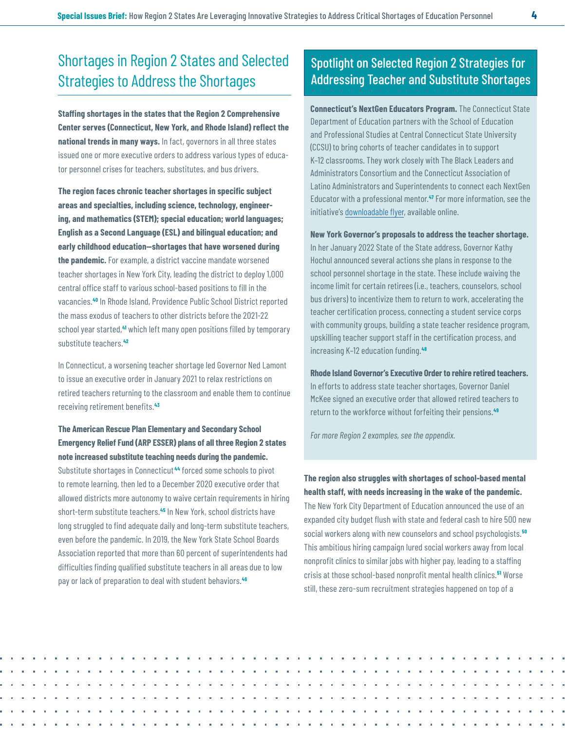## Shortages in Region 2 States and Selected Strategies to Address the Shortages

**Staffing shortages in the states that the Region 2 Comprehensive Center serves (Connecticut, New York, and Rhode Island) reflect the national trends in many ways.** In fact, governors in all three states issued one or more executive orders to address various types of educator personnel crises for teachers, substitutes, and bus drivers.

**The region faces chronic teacher shortages in specific subject areas and specialties, including science, technology, engineering, and mathematics (STEM); special education; world languages; English as a Second Language (ESL) and bilingual education; and early childhood education—shortages that have worsened during the pandemic.** For example, a district vaccine mandate worsened teacher shortages in New York City, leading the district to deploy 1,000 central office staff to various school-based positions to fill in the vacancies.[40] In Rhode Island, Providence Public School District reported the mass exodus of teachers to other districts before the 2021-22 school year started,[41] which left many open positions filled by temporary substitute teachers.[42]

In Connecticut, a worsening teacher shortage led Governor Ned Lamont to issue an executive order in January 2021 to relax restrictions on retired teachers returning to the classroom and enable them to continue receiving retirement benefits.[43]

**The American Rescue Plan Elementary and Secondary School Emergency Relief Fund (ARP ESSER) plans of all three Region 2 states note increased substitute teaching needs during the pandemic.** Substitute shortages in Connecticut[44] forced some schools to pivot to remote learning, then led to a December 2020 executive order that allowed districts more autonomy to waive certain requirements in hiring short-term substitute teachers.[45] In New York, school districts have long struggled to find adequate daily and long-term substitute teachers, even before the pandemic. In 2019, the New York State School Boards Association reported that more than 60 percent of superintendents had difficulties finding qualified substitute teachers in all areas due to low pay or lack of preparation to deal with student behaviors.[46]

### Spotlight on Selected Region 2 Strategies for Addressing Teacher and Substitute Shortages

**Connecticut's NextGen Educators Program.** The Connecticut State Department of Education partners with the School of Education and Professional Studies at Central Connecticut State University (CCSU) to bring cohorts of teacher candidates in to support K–12 classrooms. They work closely with The Black Leaders and Administrators Consortium and the Connecticut Association of Latino Administrators and Superintendents to connect each NextGen Educator with a professional mentor.[47] For more information, see the initiative's downloadable flyer, available online.

**New York Governor's proposals to address the teacher shortage.** In her January 2022 State of the State address, Governor Kathy Hochul announced several actions she plans in response to the school personnel shortage in the state. These include waiving the income limit for certain retirees (i.e., teachers, counselors, school bus drivers) to incentivize them to return to work, accelerating the teacher certification process, connecting a student service corps with community groups, building a state teacher residence program, upskilling teacher support staff in the certification process, and increasing K–12 education funding.[48]

**Rhode Island Governor's Executive Order to rehire retired teachers.** In efforts to address state teacher shortages, Governor Daniel McKee signed an executive order that allowed retired teachers to return to the workforce without forfeiting their pensions.[49]

*For more Region 2 examples, see the appendix.*

**The region also struggles with shortages of school-based mental health staff, with needs increasing in the wake of the pandemic.** The New York City Department of Education announced the use of an expanded city budget flush with state and federal cash to hire 500 new social workers along with new counselors and school psychologists.[50] This ambitious hiring campaign lured social workers away from local nonprofit clinics to similar jobs with higher pay, leading to a staffing crisis at those school-based nonprofit mental health clinics.[51] Worse still, these zero-sum recruitment strategies happened on top of a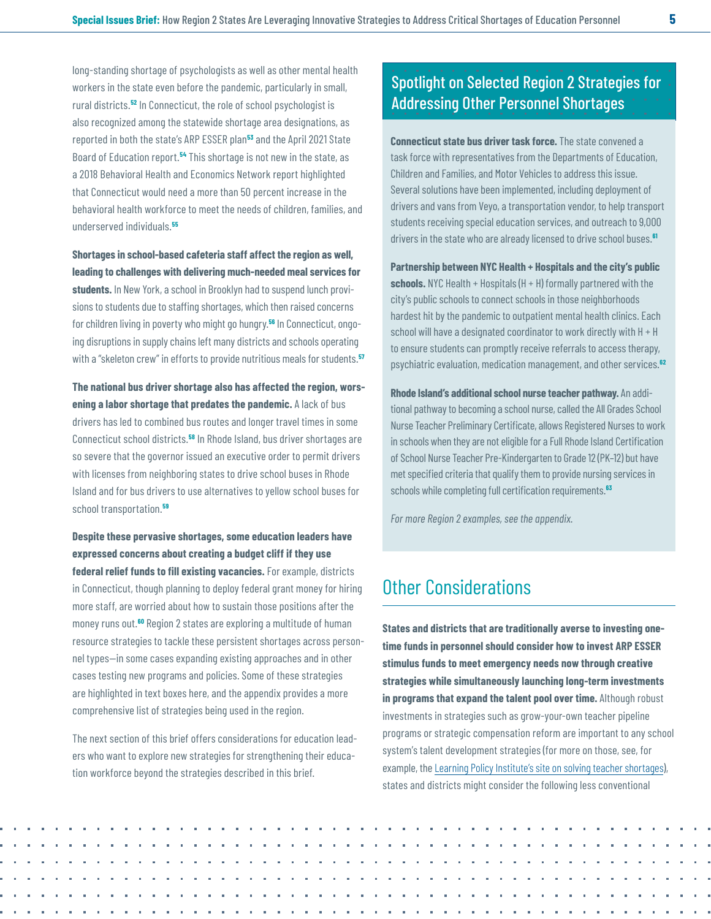long-standing shortage of psychologists as well as other mental health workers in the state even before the pandemic, particularly in small, rural districts.[52] In Connecticut, the role of school psychologist is also recognized among the statewide shortage area designations, as reported in both the state's ARP ESSER plan[53] and the April 2021 State Board of Education report.[54] This shortage is not new in the state, as a 2018 Behavioral Health and Economics Network report highlighted that Connecticut would need a more than 50 percent increase in the behavioral health workforce to meet the needs of children, families, and underserved individuals.[55]

**Shortages in school-based cafeteria staff affect the region as well, leading to challenges with delivering much-needed meal services for students.** In New York, a school in Brooklyn had to suspend lunch provisions to students due to staffing shortages, which then raised concerns for children living in poverty who might go hungry.[56] In Connecticut, ongoing disruptions in supply chains left many districts and schools operating with a "skeleton crew" in efforts to provide nutritious meals for students.[57]

**The national bus driver shortage also has affected the region, worsening a labor shortage that predates the pandemic.** A lack of bus drivers has led to combined bus routes and longer travel times in some Connecticut school districts.[58] In Rhode Island, bus driver shortages are so severe that the governor issued an executive order to permit drivers with licenses from neighboring states to drive school buses in Rhode Island and for bus drivers to use alternatives to yellow school buses for school transportation.[59]

**Despite these pervasive shortages, some education leaders have expressed concerns about creating a budget cliff if they use federal relief funds to fill existing vacancies.** For example, districts in Connecticut, though planning to deploy federal grant money for hiring more staff, are worried about how to sustain those positions after the money runs out.[60] Region 2 states are exploring a multitude of human resource strategies to tackle these persistent shortages across personnel types—in some cases expanding existing approaches and in other cases testing new programs and policies. Some of these strategies are highlighted in text boxes here, and the appendix provides a more comprehensive list of strategies being used in the region.

The next section of this brief offers considerations for education leaders who want to explore new strategies for strengthening their education workforce beyond the strategies described in this brief.

### Spotlight on Selected Region 2 Strategies for Addressing Other Personnel Shortages

**Connecticut state bus driver task force.** The state convened a task force with representatives from the Departments of Education, Children and Families, and Motor Vehicles to address this issue. Several solutions have been implemented, including deployment of drivers and vans from Veyo, a transportation vendor, to help transport students receiving special education services, and outreach to 9,000 drivers in the state who are already licensed to drive school buses.[61]

**Partnership between NYC Health + Hospitals and the city's public schools.** NYC Health + Hospitals (H + H) formally partnered with the city's public schools to connect schools in those neighborhoods hardest hit by the pandemic to outpatient mental health clinics. Each school will have a designated coordinator to work directly with H + H to ensure students can promptly receive referrals to access therapy, psychiatric evaluation, medication management, and other services.[62]

**Rhode Island's additional school nurse teacher pathway.** An additional pathway to becoming a school nurse, called the All Grades School Nurse Teacher Preliminary Certificate, allows Registered Nurses to work in schools when they are not eligible for a Full Rhode Island Certification of School Nurse Teacher Pre-Kindergarten to Grade 12 (PK–12) but have met specified criteria that qualify them to provide nursing services in schools while completing full certification requirements.[63]

*For more Region 2 examples, see the appendix.*

## Other Considerations

**States and districts that are traditionally averse to investing one-time funds in personnel should consider how to invest ARP ESSER stimulus funds to meet emergency needs now through creative strategies while simultaneously launching long-term investments in programs that expand the talent pool over time.** Although robust investments in strategies such as grow-your-own teacher pipeline programs or strategic compensation reform are important to any school system's talent development strategies (for more on those, see, for example, the Learning Policy Institute's site on solving teacher shortages), states and districts might consider the following less conventional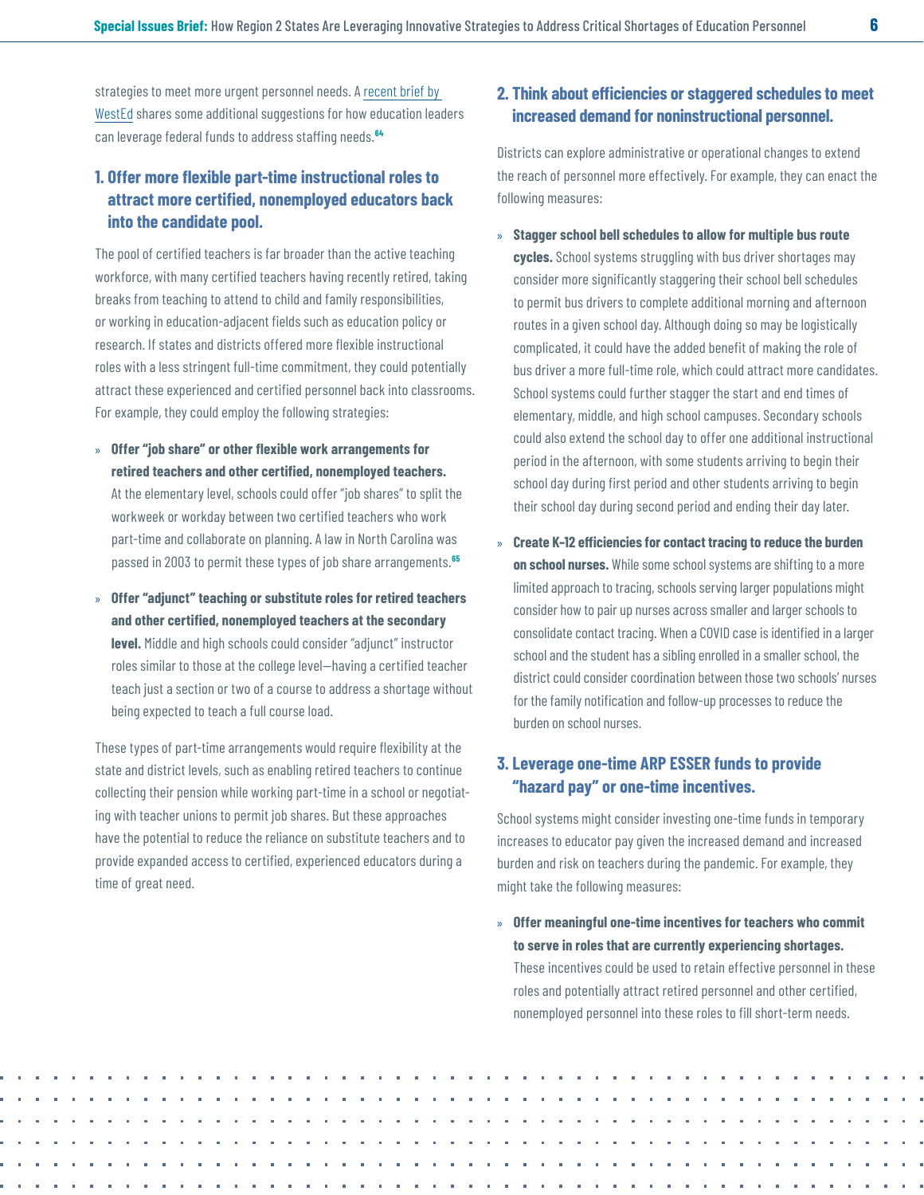strategies to meet more urgent personnel needs. A recent brief by WestEd shares some additional suggestions for how education leaders can leverage federal funds to address staffing needs.[64]

## 1. Offer more flexible part-time instructional roles to attract more certified, nonemployed educators back into the candidate pool.

The pool of certified teachers is far broader than the active teaching workforce, with many certified teachers having recently retired, taking breaks from teaching to attend to child and family responsibilities, or working in education-adjacent fields such as education policy or research. If states and districts offered more flexible instructional roles with a less stringent full-time commitment, they could potentially attract these experienced and certified personnel back into classrooms. For example, they could employ the following strategies:

- **Offer "job share" or other flexible work arrangements for retired teachers and other certified, nonemployed teachers.** At the elementary level, schools could offer "job shares" to split the workweek or workday between two certified teachers who work part-time and collaborate on planning. A law in North Carolina was passed in 2003 to permit these types of job share arrangements.[65]
- **Offer "adjunct" teaching or substitute roles for retired teachers and other certified, nonemployed teachers at the secondary level.** Middle and high schools could consider "adjunct" instructor roles similar to those at the college level—having a certified teacher teach just a section or two of a course to address a shortage without being expected to teach a full course load.

These types of part-time arrangements would require flexibility at the state and district levels, such as enabling retired teachers to continue collecting their pension while working part-time in a school or negotiating with teacher unions to permit job shares. But these approaches have the potential to reduce the reliance on substitute teachers and to provide expanded access to certified, experienced educators during a time of great need.

## 2. Think about efficiencies or staggered schedules to meet increased demand for noninstructional personnel.

Districts can explore administrative or operational changes to extend the reach of personnel more effectively. For example, they can enact the following measures:

- **Stagger school bell schedules to allow for multiple bus route cycles.** School systems struggling with bus driver shortages may consider more significantly staggering their school bell schedules to permit bus drivers to complete additional morning and afternoon routes in a given school day. Although doing so may be logistically complicated, it could have the added benefit of making the role of bus driver a more full-time role, which could attract more candidates. School systems could further stagger the start and end times of elementary, middle, and high school campuses. Secondary schools could also extend the school day to offer one additional instructional period in the afternoon, with some students arriving to begin their school day during first period and other students arriving to begin their school day during second period and ending their day later.
- **Create K–12 efficiencies for contact tracing to reduce the burden on school nurses.** While some school systems are shifting to a more limited approach to tracing, schools serving larger populations might consider how to pair up nurses across smaller and larger schools to consolidate contact tracing. When a COVID case is identified in a larger school and the student has a sibling enrolled in a smaller school, the district could consider coordination between those two schools' nurses for the family notification and follow-up processes to reduce the burden on school nurses.

## 3. Leverage one-time ARP ESSER funds to provide "hazard pay" or one-time incentives.

School systems might consider investing one-time funds in temporary increases to educator pay given the increased demand and increased burden and risk on teachers during the pandemic. For example, they might take the following measures:

- **Offer meaningful one-time incentives for teachers who commit to serve in roles that are currently experiencing shortages.** These incentives could be used to retain effective personnel in these roles and potentially attract retired personnel and other certified, nonemployed personnel into these roles to fill short-term needs.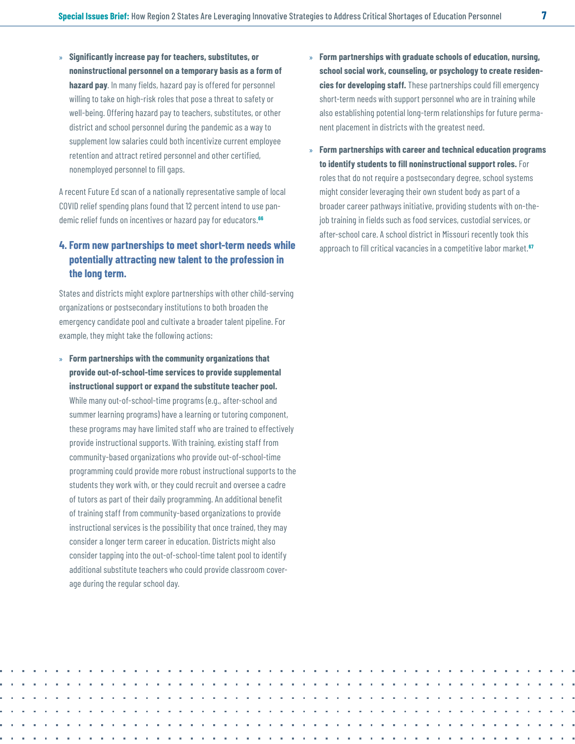- **Significantly increase pay for teachers, substitutes, or noninstructional personnel on a temporary basis as a form of hazard pay**. In many fields, hazard pay is offered for personnel willing to take on high-risk roles that pose a threat to safety or well-being. Offering hazard pay to teachers, substitutes, or other district and school personnel during the pandemic as a way to supplement low salaries could both incentivize current employee retention and attract retired personnel and other certified, nonemployed personnel to fill gaps.

A recent Future Ed scan of a nationally representative sample of local COVID relief spending plans found that 12 percent intend to use pandemic relief funds on incentives or hazard pay for educators.[66]

### 4. Form new partnerships to meet short-term needs while potentially attracting new talent to the profession in the long term.

States and districts might explore partnerships with other child-serving organizations or postsecondary institutions to both broaden the emergency candidate pool and cultivate a broader talent pipeline. For example, they might take the following actions:

- **Form partnerships with the community organizations that provide out-of-school-time services to provide supplemental instructional support or expand the substitute teacher pool.** While many out-of-school-time programs (e.g., after-school and summer learning programs) have a learning or tutoring component, these programs may have limited staff who are trained to effectively provide instructional supports. With training, existing staff from community-based organizations who provide out-of-school-time programming could provide more robust instructional supports to the students they work with, or they could recruit and oversee a cadre of tutors as part of their daily programming. An additional benefit of training staff from community-based organizations to provide instructional services is the possibility that once trained, they may consider a longer term career in education. Districts might also consider tapping into the out-of-school-time talent pool to identify additional substitute teachers who could provide classroom coverage during the regular school day.
- **Form partnerships with graduate schools of education, nursing, school social work, counseling, or psychology to create residencies for developing staff.** These partnerships could fill emergency short-term needs with support personnel who are in training while also establishing potential long-term relationships for future permanent placement in districts with the greatest need.
- **Form partnerships with career and technical education programs to identify students to fill noninstructional support roles.** For roles that do not require a postsecondary degree, school systems might consider leveraging their own student body as part of a broader career pathways initiative, providing students with on-the-job training in fields such as food services, custodial services, or after-school care. A school district in Missouri recently took this approach to fill critical vacancies in a competitive labor market.[67]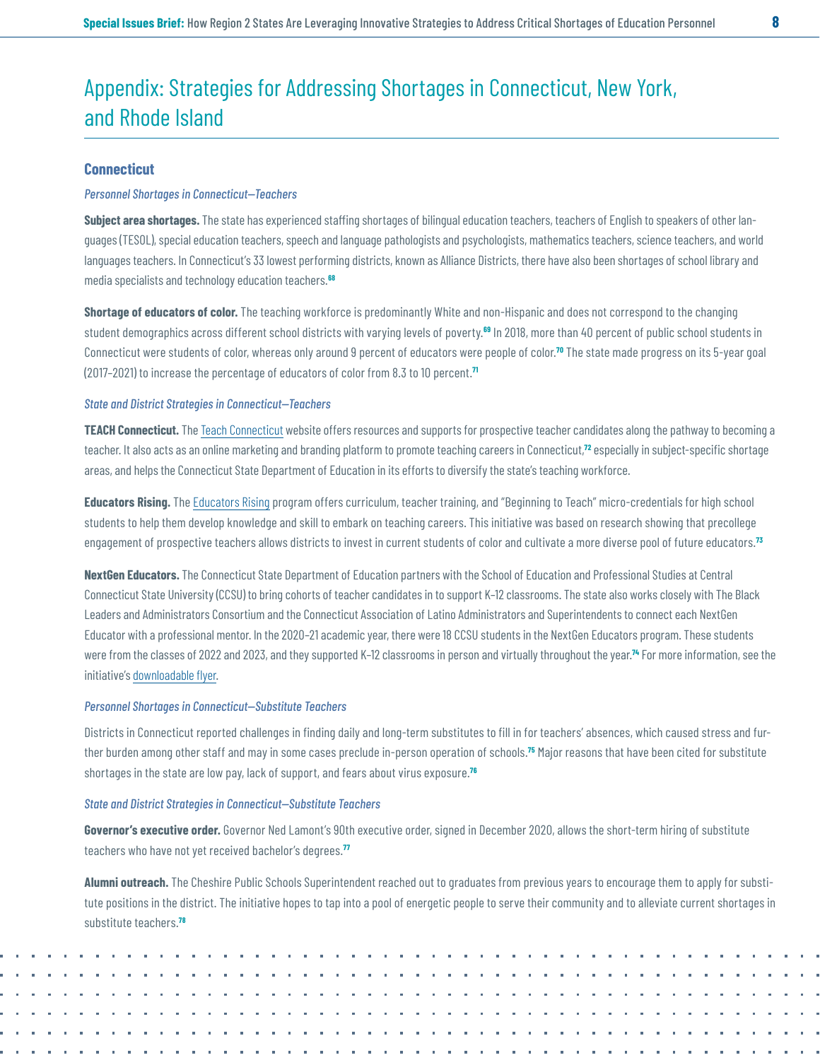# Appendix: Strategies for Addressing Shortages in Connecticut, New York, and Rhode Island

## Connecticut

### *Personnel Shortages in Connecticut—Teachers*

**Subject area shortages.** The state has experienced staffing shortages of bilingual education teachers, teachers of English to speakers of other languages (TESOL), special education teachers, speech and language pathologists and psychologists, mathematics teachers, science teachers, and world languages teachers. In Connecticut's 33 lowest performing districts, known as Alliance Districts, there have also been shortages of school library and media specialists and technology education teachers.[68]

**Shortage of educators of color.** The teaching workforce is predominantly White and non-Hispanic and does not correspond to the changing student demographics across different school districts with varying levels of poverty.[69] In 2018, more than 40 percent of public school students in Connecticut were students of color, whereas only around 9 percent of educators were people of color.[70] The state made progress on its 5-year goal (2017–2021) to increase the percentage of educators of color from 8.3 to 10 percent.[71]

### *State and District Strategies in Connecticut—Teachers*

**TEACH Connecticut.** The Teach Connecticut website offers resources and supports for prospective teacher candidates along the pathway to becoming a teacher. It also acts as an online marketing and branding platform to promote teaching careers in Connecticut,[72] especially in subject-specific shortage areas, and helps the Connecticut State Department of Education in its efforts to diversify the state's teaching workforce.

**Educators Rising.** The Educators Rising program offers curriculum, teacher training, and "Beginning to Teach" micro-credentials for high school students to help them develop knowledge and skill to embark on teaching careers. This initiative was based on research showing that precollege engagement of prospective teachers allows districts to invest in current students of color and cultivate a more diverse pool of future educators.[73]

**NextGen Educators.** The Connecticut State Department of Education partners with the School of Education and Professional Studies at Central Connecticut State University (CCSU) to bring cohorts of teacher candidates in to support K–12 classrooms. The state also works closely with The Black Leaders and Administrators Consortium and the Connecticut Association of Latino Administrators and Superintendents to connect each NextGen Educator with a professional mentor. In the 2020–21 academic year, there were 18 CCSU students in the NextGen Educators program. These students were from the classes of 2022 and 2023, and they supported K–12 classrooms in person and virtually throughout the year.[74] For more information, see the initiative's downloadable flyer.

### *Personnel Shortages in Connecticut—Substitute Teachers*

Districts in Connecticut reported challenges in finding daily and long-term substitutes to fill in for teachers' absences, which caused stress and further burden among other staff and may in some cases preclude in-person operation of schools.[75] Major reasons that have been cited for substitute shortages in the state are low pay, lack of support, and fears about virus exposure.[76]

### *State and District Strategies in Connecticut—Substitute Teachers*

**Governor's executive order.** Governor Ned Lamont's 90th executive order, signed in December 2020, allows the short-term hiring of substitute teachers who have not yet received bachelor's degrees.[77]

**Alumni outreach.** The Cheshire Public Schools Superintendent reached out to graduates from previous years to encourage them to apply for substitute positions in the district. The initiative hopes to tap into a pool of energetic people to serve their community and to alleviate current shortages in substitute teachers.[78]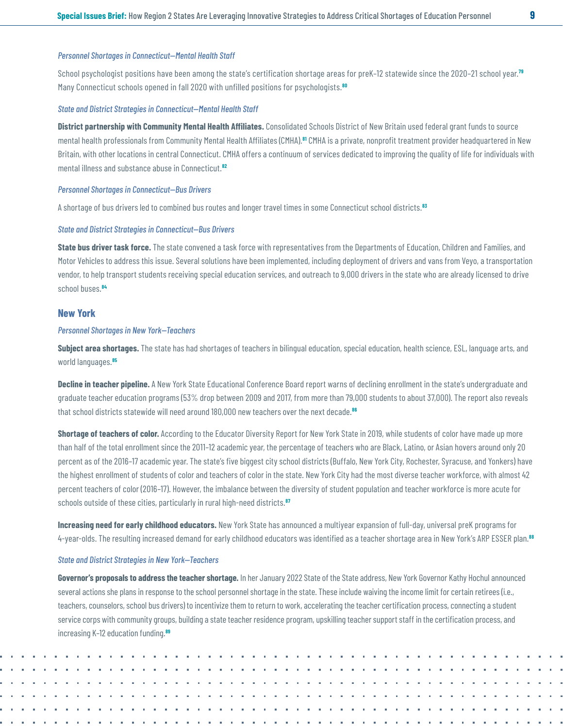*Personnel Shortages in Connecticut—Mental Health Staff*

School psychologist positions have been among the state's certification shortage areas for preK–12 statewide since the 2020–21 school year.[79] Many Connecticut schools opened in fall 2020 with unfilled positions for psychologists.[80]

*State and District Strategies in Connecticut—Mental Health Staff*

**District partnership with Community Mental Health Affiliates.** Consolidated Schools District of New Britain used federal grant funds to source mental health professionals from Community Mental Health Affiliates (CMHA).[81] CMHA is a private, nonprofit treatment provider headquartered in New Britain, with other locations in central Connecticut. CMHA offers a continuum of services dedicated to improving the quality of life for individuals with mental illness and substance abuse in Connecticut.[82]

*Personnel Shortages in Connecticut—Bus Drivers*

A shortage of bus drivers led to combined bus routes and longer travel times in some Connecticut school districts.[83]

*State and District Strategies in Connecticut—Bus Drivers*

**State bus driver task force.** The state convened a task force with representatives from the Departments of Education, Children and Families, and Motor Vehicles to address this issue. Several solutions have been implemented, including deployment of drivers and vans from Veyo, a transportation vendor, to help transport students receiving special education services, and outreach to 9,000 drivers in the state who are already licensed to drive school buses.[84]

## New York

*Personnel Shortages in New York—Teachers*

**Subject area shortages.** The state has had shortages of teachers in bilingual education, special education, health science, ESL, language arts, and world languages.[85]

**Decline in teacher pipeline.** A New York State Educational Conference Board report warns of declining enrollment in the state's undergraduate and graduate teacher education programs (53% drop between 2009 and 2017, from more than 79,000 students to about 37,000). The report also reveals that school districts statewide will need around 180,000 new teachers over the next decade.[86]

**Shortage of teachers of color.** According to the Educator Diversity Report for New York State in 2019, while students of color have made up more than half of the total enrollment since the 2011–12 academic year, the percentage of teachers who are Black, Latino, or Asian hovers around only 20 percent as of the 2016–17 academic year. The state's five biggest city school districts (Buffalo, New York City, Rochester, Syracuse, and Yonkers) have the highest enrollment of students of color and teachers of color in the state. New York City had the most diverse teacher workforce, with almost 42 percent teachers of color (2016–17). However, the imbalance between the diversity of student population and teacher workforce is more acute for schools outside of these cities, particularly in rural high-need districts.[87]

**Increasing need for early childhood educators.** New York State has announced a multiyear expansion of full-day, universal preK programs for 4-year-olds. The resulting increased demand for early childhood educators was identified as a teacher shortage area in New York's ARP ESSER plan.[88]

*State and District Strategies in New York—Teachers*

**Governor's proposals to address the teacher shortage.** In her January 2022 State of the State address, New York Governor Kathy Hochul announced several actions she plans in response to the school personnel shortage in the state. These include waiving the income limit for certain retirees (i.e., teachers, counselors, school bus drivers) to incentivize them to return to work, accelerating the teacher certification process, connecting a student service corps with community groups, building a state teacher residence program, upskilling teacher support staff in the certification process, and increasing K–12 education funding.[89]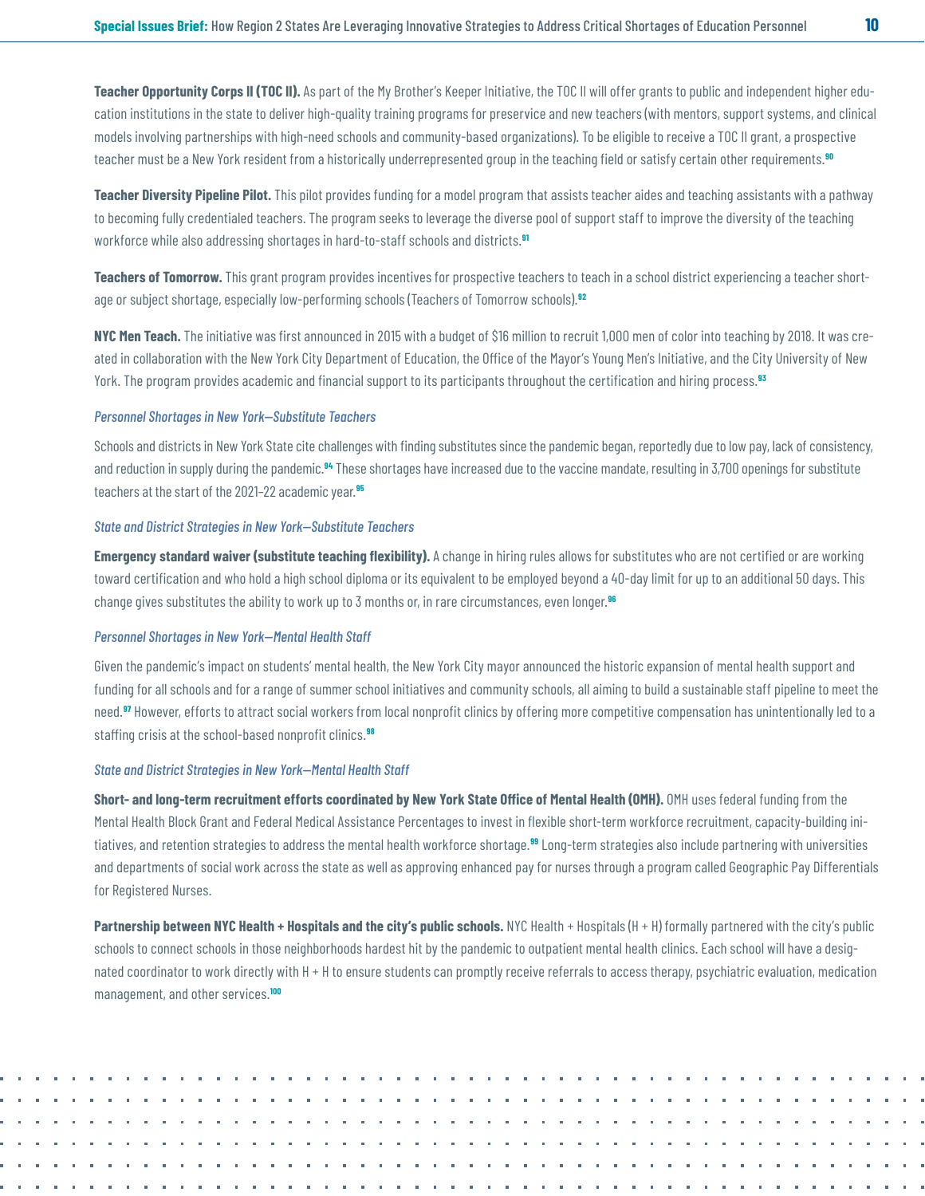**Teacher Opportunity Corps II (TOC II).** As part of the My Brother's Keeper Initiative, the TOC II will offer grants to public and independent higher education institutions in the state to deliver high-quality training programs for preservice and new teachers (with mentors, support systems, and clinical models involving partnerships with high-need schools and community-based organizations). To be eligible to receive a TOC II grant, a prospective teacher must be a New York resident from a historically underrepresented group in the teaching field or satisfy certain other requirements.[90]

**Teacher Diversity Pipeline Pilot.** This pilot provides funding for a model program that assists teacher aides and teaching assistants with a pathway to becoming fully credentialed teachers. The program seeks to leverage the diverse pool of support staff to improve the diversity of the teaching workforce while also addressing shortages in hard-to-staff schools and districts.[91]

**Teachers of Tomorrow.** This grant program provides incentives for prospective teachers to teach in a school district experiencing a teacher shortage or subject shortage, especially low-performing schools (Teachers of Tomorrow schools).[92]

**NYC Men Teach.** The initiative was first announced in 2015 with a budget of $16 million to recruit 1,000 men of color into teaching by 2018. It was created in collaboration with the New York City Department of Education, the Office of the Mayor's Young Men's Initiative, and the City University of New York. The program provides academic and financial support to its participants throughout the certification and hiring process.[93]

*Personnel Shortages in New York—Substitute Teachers*

Schools and districts in New York State cite challenges with finding substitutes since the pandemic began, reportedly due to low pay, lack of consistency, and reduction in supply during the pandemic.[94] These shortages have increased due to the vaccine mandate, resulting in 3,700 openings for substitute teachers at the start of the 2021–22 academic year.[95]

*State and District Strategies in New York—Substitute Teachers*

**Emergency standard waiver (substitute teaching flexibility).** A change in hiring rules allows for substitutes who are not certified or are working toward certification and who hold a high school diploma or its equivalent to be employed beyond a 40-day limit for up to an additional 50 days. This change gives substitutes the ability to work up to 3 months or, in rare circumstances, even longer.[96]

*Personnel Shortages in New York—Mental Health Staff*

Given the pandemic's impact on students' mental health, the New York City mayor announced the historic expansion of mental health support and funding for all schools and for a range of summer school initiatives and community schools, all aiming to build a sustainable staff pipeline to meet the need.[97] However, efforts to attract social workers from local nonprofit clinics by offering more competitive compensation has unintentionally led to a staffing crisis at the school-based nonprofit clinics.[98]

*State and District Strategies in New York—Mental Health Staff*

**Short- and long-term recruitment efforts coordinated by New York State Office of Mental Health (OMH).** OMH uses federal funding from the Mental Health Block Grant and Federal Medical Assistance Percentages to invest in flexible short-term workforce recruitment, capacity-building initiatives, and retention strategies to address the mental health workforce shortage.[99] Long-term strategies also include partnering with universities and departments of social work across the state as well as approving enhanced pay for nurses through a program called Geographic Pay Differentials for Registered Nurses.

**Partnership between NYC Health + Hospitals and the city's public schools.** NYC Health + Hospitals (H + H) formally partnered with the city's public schools to connect schools in those neighborhoods hardest hit by the pandemic to outpatient mental health clinics. Each school will have a designated coordinator to work directly with H + H to ensure students can promptly receive referrals to access therapy, psychiatric evaluation, medication management, and other services.[100]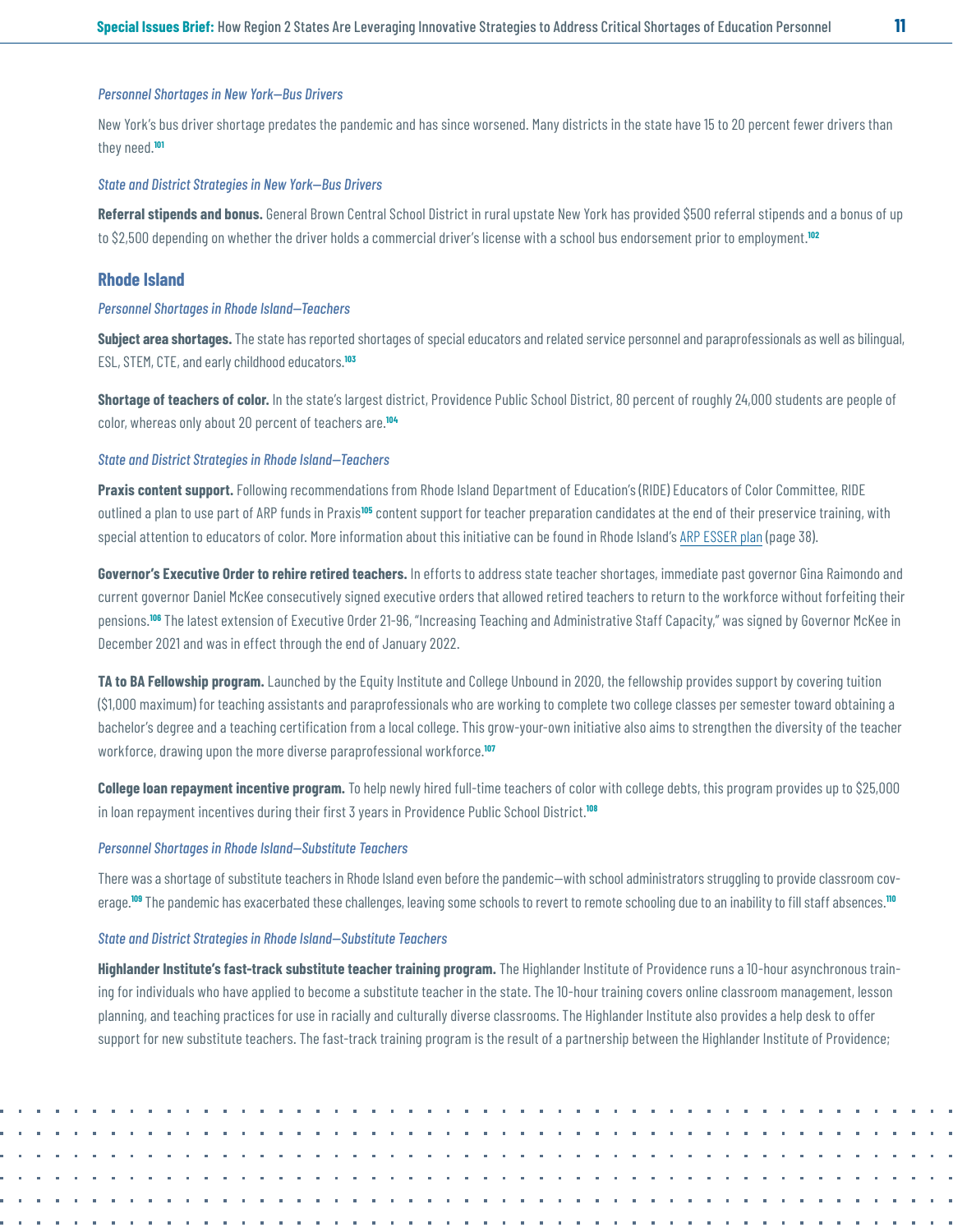*Personnel Shortages in New York—Bus Drivers*

New York's bus driver shortage predates the pandemic and has since worsened. Many districts in the state have 15 to 20 percent fewer drivers than they need.[101]

*State and District Strategies in New York—Bus Drivers*

**Referral stipends and bonus.** General Brown Central School District in rural upstate New York has provided $500 referral stipends and a bonus of up to $2,500 depending on whether the driver holds a commercial driver's license with a school bus endorsement prior to employment.[102]

## Rhode Island

*Personnel Shortages in Rhode Island—Teachers*

**Subject area shortages.** The state has reported shortages of special educators and related service personnel and paraprofessionals as well as bilingual, ESL, STEM, CTE, and early childhood educators.[103]

**Shortage of teachers of color.** In the state's largest district, Providence Public School District, 80 percent of roughly 24,000 students are people of color, whereas only about 20 percent of teachers are.[104]

*State and District Strategies in Rhode Island—Teachers*

**Praxis content support.** Following recommendations from Rhode Island Department of Education's (RIDE) Educators of Color Committee, RIDE outlined a plan to use part of ARP funds in Praxis[105] content support for teacher preparation candidates at the end of their preservice training, with special attention to educators of color. More information about this initiative can be found in Rhode Island's ARP ESSER plan (page 38).

**Governor's Executive Order to rehire retired teachers.** In efforts to address state teacher shortages, immediate past governor Gina Raimondo and current governor Daniel McKee consecutively signed executive orders that allowed retired teachers to return to the workforce without forfeiting their pensions.[106] The latest extension of Executive Order 21-96, "Increasing Teaching and Administrative Staff Capacity," was signed by Governor McKee in December 2021 and was in effect through the end of January 2022.

**TA to BA Fellowship program.** Launched by the Equity Institute and College Unbound in 2020, the fellowship provides support by covering tuition ($1,000 maximum) for teaching assistants and paraprofessionals who are working to complete two college classes per semester toward obtaining a bachelor's degree and a teaching certification from a local college. This grow-your-own initiative also aims to strengthen the diversity of the teacher workforce, drawing upon the more diverse paraprofessional workforce.[107]

**College loan repayment incentive program.** To help newly hired full-time teachers of color with college debts, this program provides up to $25,000 in loan repayment incentives during their first 3 years in Providence Public School District.[108]

*Personnel Shortages in Rhode Island—Substitute Teachers*

There was a shortage of substitute teachers in Rhode Island even before the pandemic—with school administrators struggling to provide classroom coverage.[109] The pandemic has exacerbated these challenges, leaving some schools to revert to remote schooling due to an inability to fill staff absences.[110]

*State and District Strategies in Rhode Island—Substitute Teachers*

**Highlander Institute's fast-track substitute teacher training program.** The Highlander Institute of Providence runs a 10-hour asynchronous training for individuals who have applied to become a substitute teacher in the state. The 10-hour training covers online classroom management, lesson planning, and teaching practices for use in racially and culturally diverse classrooms. The Highlander Institute also provides a help desk to offer support for new substitute teachers. The fast-track training program is the result of a partnership between the Highlander Institute of Providence;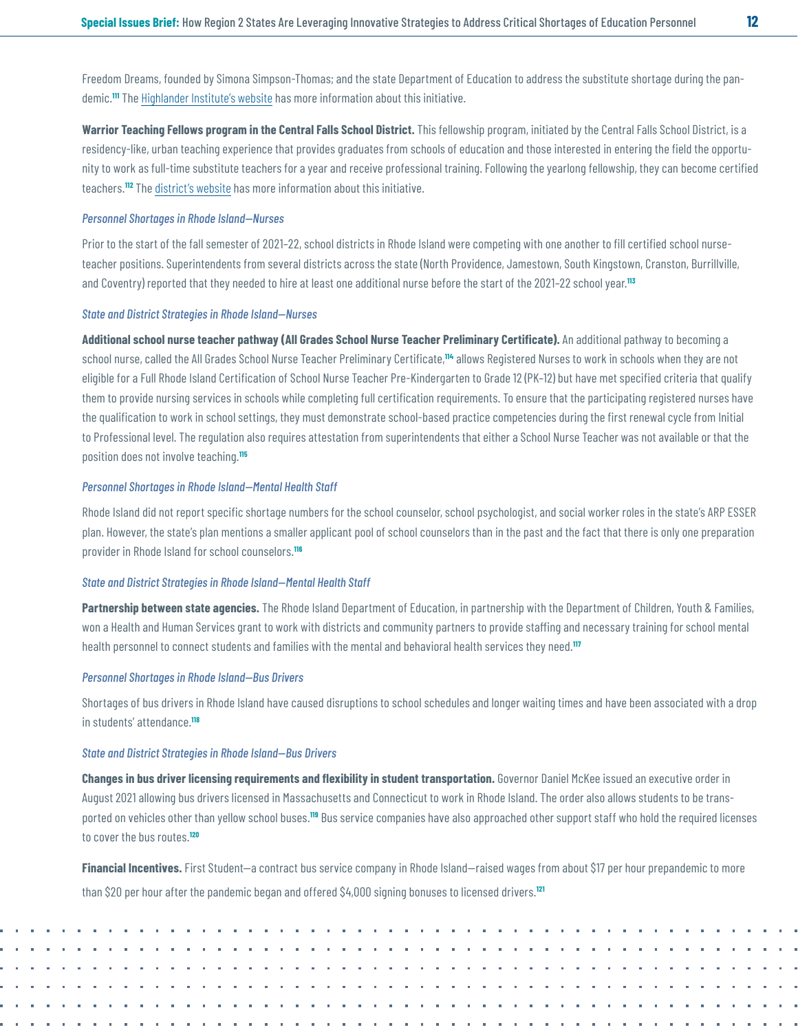Freedom Dreams, founded by Simona Simpson-Thomas; and the state Department of Education to address the substitute shortage during the pandemic.[111] The Highlander Institute's website has more information about this initiative.

**Warrior Teaching Fellows program in the Central Falls School District.** This fellowship program, initiated by the Central Falls School District, is a residency-like, urban teaching experience that provides graduates from schools of education and those interested in entering the field the opportunity to work as full-time substitute teachers for a year and receive professional training. Following the yearlong fellowship, they can become certified teachers.[112] The district's website has more information about this initiative.

*Personnel Shortages in Rhode Island—Nurses*

Prior to the start of the fall semester of 2021–22, school districts in Rhode Island were competing with one another to fill certified school nurse-teacher positions. Superintendents from several districts across the state (North Providence, Jamestown, South Kingstown, Cranston, Burrillville, and Coventry) reported that they needed to hire at least one additional nurse before the start of the 2021–22 school year.[113]

*State and District Strategies in Rhode Island—Nurses*

**Additional school nurse teacher pathway (All Grades School Nurse Teacher Preliminary Certificate).** An additional pathway to becoming a school nurse, called the All Grades School Nurse Teacher Preliminary Certificate,[114] allows Registered Nurses to work in schools when they are not eligible for a Full Rhode Island Certification of School Nurse Teacher Pre-Kindergarten to Grade 12 (PK–12) but have met specified criteria that qualify them to provide nursing services in schools while completing full certification requirements. To ensure that the participating registered nurses have the qualification to work in school settings, they must demonstrate school-based practice competencies during the first renewal cycle from Initial to Professional level. The regulation also requires attestation from superintendents that either a School Nurse Teacher was not available or that the position does not involve teaching.[115]

*Personnel Shortages in Rhode Island—Mental Health Staff*

Rhode Island did not report specific shortage numbers for the school counselor, school psychologist, and social worker roles in the state's ARP ESSER plan. However, the state's plan mentions a smaller applicant pool of school counselors than in the past and the fact that there is only one preparation provider in Rhode Island for school counselors.[116]

*State and District Strategies in Rhode Island—Mental Health Staff*

**Partnership between state agencies.** The Rhode Island Department of Education, in partnership with the Department of Children, Youth & Families, won a Health and Human Services grant to work with districts and community partners to provide staffing and necessary training for school mental health personnel to connect students and families with the mental and behavioral health services they need.[117]

*Personnel Shortages in Rhode Island—Bus Drivers*

Shortages of bus drivers in Rhode Island have caused disruptions to school schedules and longer waiting times and have been associated with a drop in students' attendance.[118]

*State and District Strategies in Rhode Island—Bus Drivers*

**Changes in bus driver licensing requirements and flexibility in student transportation.** Governor Daniel McKee issued an executive order in August 2021 allowing bus drivers licensed in Massachusetts and Connecticut to work in Rhode Island. The order also allows students to be transported on vehicles other than yellow school buses.[119] Bus service companies have also approached other support staff who hold the required licenses to cover the bus routes.[120]

**Financial Incentives.** First Student—a contract bus service company in Rhode Island—raised wages from about $17 per hour prepandemic to more than $20 per hour after the pandemic began and offered $4,000 signing bonuses to licensed drivers.[121]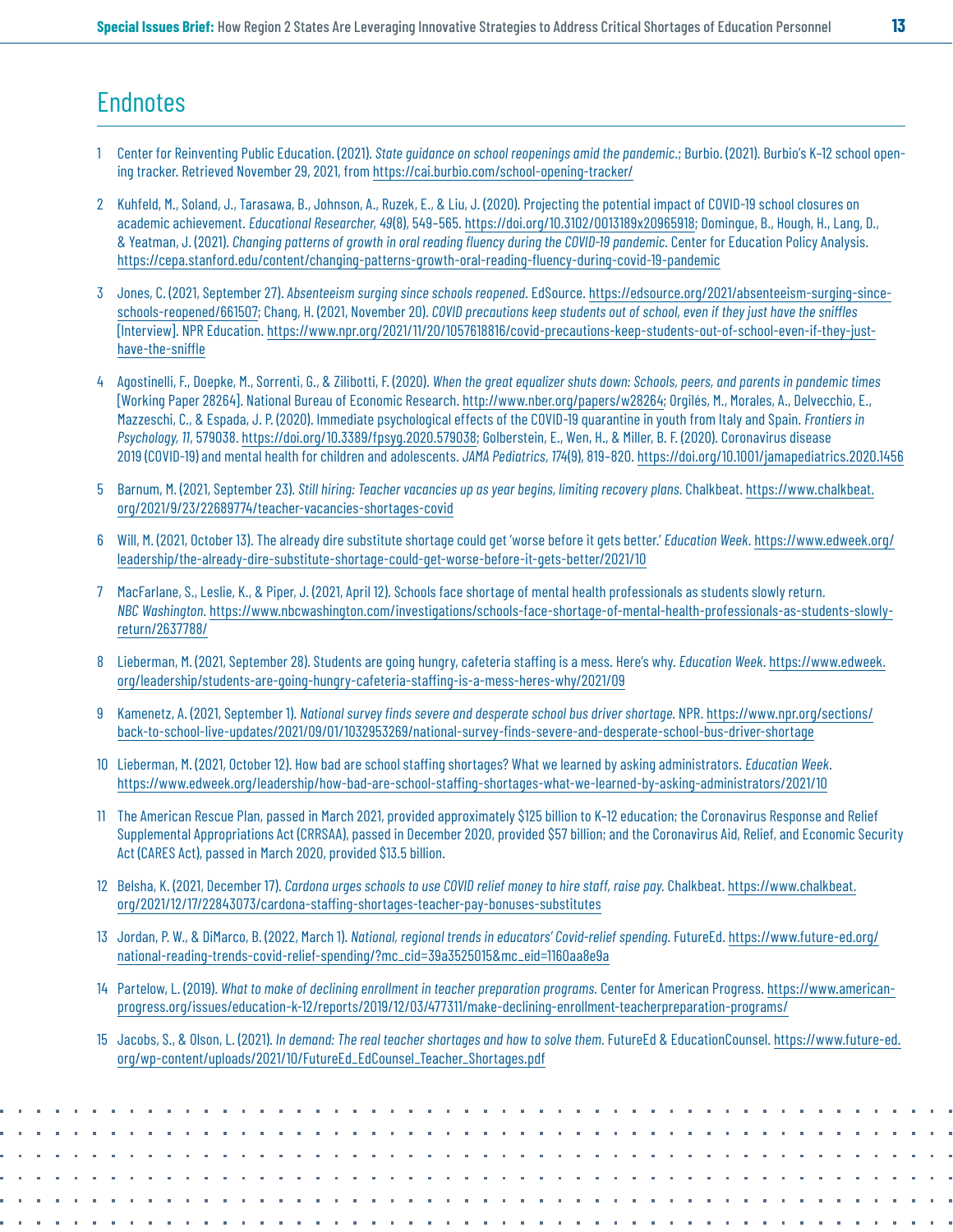# Endnotes

1. Center for Reinventing Public Education. (2021). *State guidance on school reopenings amid the pandemic.*; Burbio. (2021). Burbio's K–12 school opening tracker. Retrieved November 29, 2021, from https://cai.burbio.com/school-opening-tracker/

2. Kuhfeld, M., Soland, J., Tarasawa, B., Johnson, A., Ruzek, E., & Liu, J. (2020). Projecting the potential impact of COVID-19 school closures on academic achievement. *Educational Researcher, 49*(8), 549–565. https://doi.org/10.3102/0013189x20965918; Domingue, B., Hough, H., Lang, D., & Yeatman, J. (2021). *Changing patterns of growth in oral reading fluency during the COVID-19 pandemic.* Center for Education Policy Analysis. https://cepa.stanford.edu/content/changing-patterns-growth-oral-reading-fluency-during-covid-19-pandemic

3. Jones, C. (2021, September 27). *Absenteeism surging since schools reopened.* EdSource. https://edsource.org/2021/absenteeism-surging-since-schools-reopened/661507; Chang, H. (2021, November 20). *COVID precautions keep students out of school, even if they just have the sniffles* [Interview]. NPR Education. https://www.npr.org/2021/11/20/1057618816/covid-precautions-keep-students-out-of-school-even-if-they-just-have-the-sniffle

4. Agostinelli, F., Doepke, M., Sorrenti, G., & Zilibotti, F. (2020). *When the great equalizer shuts down: Schools, peers, and parents in pandemic times* [Working Paper 28264]. National Bureau of Economic Research. http://www.nber.org/papers/w28264; Orgilés, M., Morales, A., Delvecchio, E., Mazzeschi, C., & Espada, J. P. (2020). Immediate psychological effects of the COVID-19 quarantine in youth from Italy and Spain. *Frontiers in Psychology, 11*, 579038. https://doi.org/10.3389/fpsyg.2020.579038; Golberstein, E., Wen, H., & Miller, B. F. (2020). Coronavirus disease 2019 (COVID-19) and mental health for children and adolescents. *JAMA Pediatrics, 174*(9), 819–820. https://doi.org/10.1001/jamapediatrics.2020.1456

5. Barnum, M. (2021, September 23). *Still hiring: Teacher vacancies up as year begins, limiting recovery plans.* Chalkbeat. https://www.chalkbeat.org/2021/9/23/22689774/teacher-vacancies-shortages-covid

6. Will, M. (2021, October 13). The already dire substitute shortage could get 'worse before it gets better.' *Education Week*. https://www.edweek.org/leadership/the-already-dire-substitute-shortage-could-get-worse-before-it-gets-better/2021/10

7. MacFarlane, S., Leslie, K., & Piper, J. (2021, April 12). Schools face shortage of mental health professionals as students slowly return. *NBC Washington*. https://www.nbcwashington.com/investigations/schools-face-shortage-of-mental-health-professionals-as-students-slowly-return/2637788/

8. Lieberman, M. (2021, September 28). Students are going hungry, cafeteria staffing is a mess. Here's why. *Education Week*. https://www.edweek.org/leadership/students-are-going-hungry-cafeteria-staffing-is-a-mess-heres-why/2021/09

9. Kamenetz, A. (2021, September 1). *National survey finds severe and desperate school bus driver shortage.* NPR. https://www.npr.org/sections/back-to-school-live-updates/2021/09/01/1032953269/national-survey-finds-severe-and-desperate-school-bus-driver-shortage

10. Lieberman, M. (2021, October 12). How bad are school staffing shortages? What we learned by asking administrators. *Education Week*. https://www.edweek.org/leadership/how-bad-are-school-staffing-shortages-what-we-learned-by-asking-administrators/2021/10

11. The American Rescue Plan, passed in March 2021, provided approximately $125 billion to K–12 education; the Coronavirus Response and Relief Supplemental Appropriations Act (CRRSAA), passed in December 2020, provided $57 billion; and the Coronavirus Aid, Relief, and Economic Security Act (CARES Act), passed in March 2020, provided $13.5 billion.

12. Belsha, K. (2021, December 17). *Cardona urges schools to use COVID relief money to hire staff, raise pay.* Chalkbeat. https://www.chalkbeat.org/2021/12/17/22843073/cardona-staffing-shortages-teacher-pay-bonuses-substitutes

13. Jordan, P. W., & DiMarco, B. (2022, March 1). *National, regional trends in educators' Covid-relief spending.* FutureEd. https://www.future-ed.org/national-reading-trends-covid-relief-spending/?mc_cid=39a3525015&mc_eid=1160aa8e9a

14. Partelow, L. (2019). *What to make of declining enrollment in teacher preparation programs.* Center for American Progress. https://www.americanprogress.org/issues/education-k-12/reports/2019/12/03/477311/make-declining-enrollment-teacherpreparation-programs/

15. Jacobs, S., & Olson, L. (2021). *In demand: The real teacher shortages and how to solve them.* FutureEd & EducationCounsel. https://www.future-ed.org/wp-content/uploads/2021/10/FutureEd_EdCounsel_Teacher_Shortages.pdf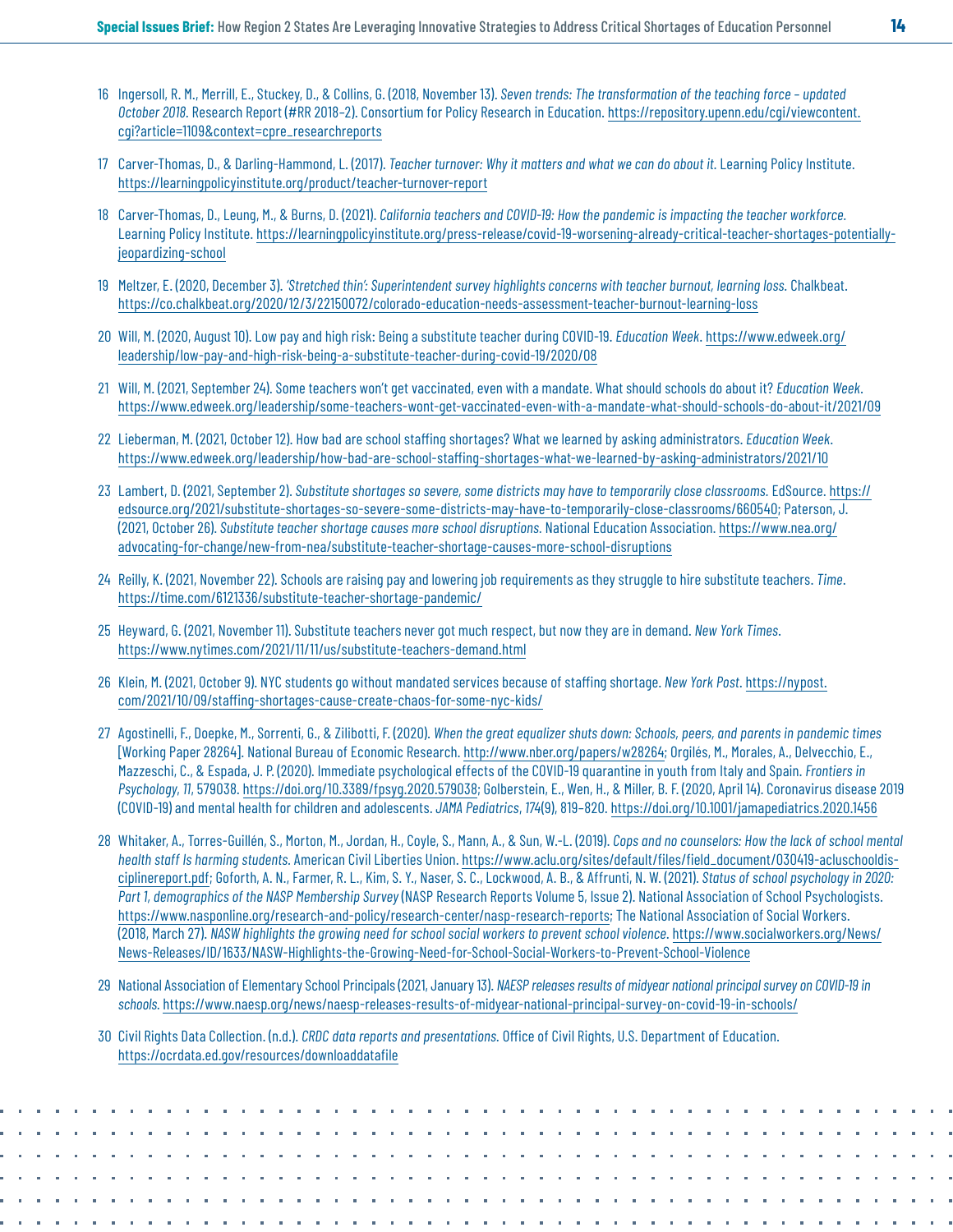16 Ingersoll, R. M., Merrill, E., Stuckey, D., & Collins, G. (2018, November 13). *Seven trends: The transformation of the teaching force – updated October 2018*. Research Report (#RR 2018–2). Consortium for Policy Research in Education. https://repository.upenn.edu/cgi/viewcontent.cgi?article=1109&context=cpre_researchreports

17 Carver-Thomas, D., & Darling-Hammond, L. (2017). *Teacher turnover: Why it matters and what we can do about it*. Learning Policy Institute. https://learningpolicyinstitute.org/product/teacher-turnover-report

18 Carver-Thomas, D., Leung, M., & Burns, D. (2021). *California teachers and COVID-19: How the pandemic is impacting the teacher workforce*. Learning Policy Institute. https://learningpolicyinstitute.org/press-release/covid-19-worsening-already-critical-teacher-shortages-potentially-jeopardizing-school

19 Meltzer, E. (2020, December 3). *'Stretched thin': Superintendent survey highlights concerns with teacher burnout, learning loss*. Chalkbeat. https://co.chalkbeat.org/2020/12/3/22150072/colorado-education-needs-assessment-teacher-burnout-learning-loss

20 Will, M. (2020, August 10). Low pay and high risk: Being a substitute teacher during COVID-19. *Education Week*. https://www.edweek.org/leadership/low-pay-and-high-risk-being-a-substitute-teacher-during-covid-19/2020/08

21 Will, M. (2021, September 24). Some teachers won't get vaccinated, even with a mandate. What should schools do about it? *Education Week*. https://www.edweek.org/leadership/some-teachers-wont-get-vaccinated-even-with-a-mandate-what-should-schools-do-about-it/2021/09

22 Lieberman, M. (2021, October 12). How bad are school staffing shortages? What we learned by asking administrators. *Education Week*. https://www.edweek.org/leadership/how-bad-are-school-staffing-shortages-what-we-learned-by-asking-administrators/2021/10

23 Lambert, D. (2021, September 2). *Substitute shortages so severe, some districts may have to temporarily close classrooms*. EdSource. https://edsource.org/2021/substitute-shortages-so-severe-some-districts-may-have-to-temporarily-close-classrooms/660540; Paterson, J. (2021, October 26). *Substitute teacher shortage causes more school disruptions*. National Education Association. https://www.nea.org/advocating-for-change/new-from-nea/substitute-teacher-shortage-causes-more-school-disruptions

24 Reilly, K. (2021, November 22). Schools are raising pay and lowering job requirements as they struggle to hire substitute teachers. *Time*. https://time.com/6121336/substitute-teacher-shortage-pandemic/

25 Heyward, G. (2021, November 11). Substitute teachers never got much respect, but now they are in demand. *New York Times*. https://www.nytimes.com/2021/11/11/us/substitute-teachers-demand.html

26 Klein, M. (2021, October 9). NYC students go without mandated services because of staffing shortage. *New York Post*. https://nypost.com/2021/10/09/staffing-shortages-cause-create-chaos-for-some-nyc-kids/

27 Agostinelli, F., Doepke, M., Sorrenti, G., & Zilibotti, F. (2020). *When the great equalizer shuts down: Schools, peers, and parents in pandemic times* [Working Paper 28264]. National Bureau of Economic Research. http://www.nber.org/papers/w28264; Orgilés, M., Morales, A., Delvecchio, E., Mazzeschi, C., & Espada, J. P. (2020). Immediate psychological effects of the COVID-19 quarantine in youth from Italy and Spain. *Frontiers in Psychology*, *11*, 579038. https://doi.org/10.3389/fpsyg.2020.579038; Golberstein, E., Wen, H., & Miller, B. F. (2020, April 14). Coronavirus disease 2019 (COVID-19) and mental health for children and adolescents. *JAMA Pediatrics*, *174*(9), 819–820. https://doi.org/10.1001/jamapediatrics.2020.1456

28 Whitaker, A., Torres-Guillén, S., Morton, M., Jordan, H., Coyle, S., Mann, A., & Sun, W.-L. (2019). *Cops and no counselors: How the lack of school mental health staff Is harming students*. American Civil Liberties Union. https://www.aclu.org/sites/default/files/field_document/030419-acluschooldisciplinereport.pdf; Goforth, A. N., Farmer, R. L., Kim, S. Y., Naser, S. C., Lockwood, A. B., & Affrunti, N. W. (2021). *Status of school psychology in 2020: Part 1, demographics of the NASP Membership Survey* (NASP Research Reports Volume 5, Issue 2). National Association of School Psychologists. https://www.nasponline.org/research-and-policy/research-center/nasp-research-reports; The National Association of Social Workers. (2018, March 27). *NASW highlights the growing need for school social workers to prevent school violence*. https://www.socialworkers.org/News/News-Releases/ID/1633/NASW-Highlights-the-Growing-Need-for-School-Social-Workers-to-Prevent-School-Violence

29 National Association of Elementary School Principals (2021, January 13). *NAESP releases results of midyear national principal survey on COVID-19 in schools*. https://www.naesp.org/news/naesp-releases-results-of-midyear-national-principal-survey-on-covid-19-in-schools/

30 Civil Rights Data Collection. (n.d.). *CRDC data reports and presentations*. Office of Civil Rights, U.S. Department of Education. https://ocrdata.ed.gov/resources/downloaddatafile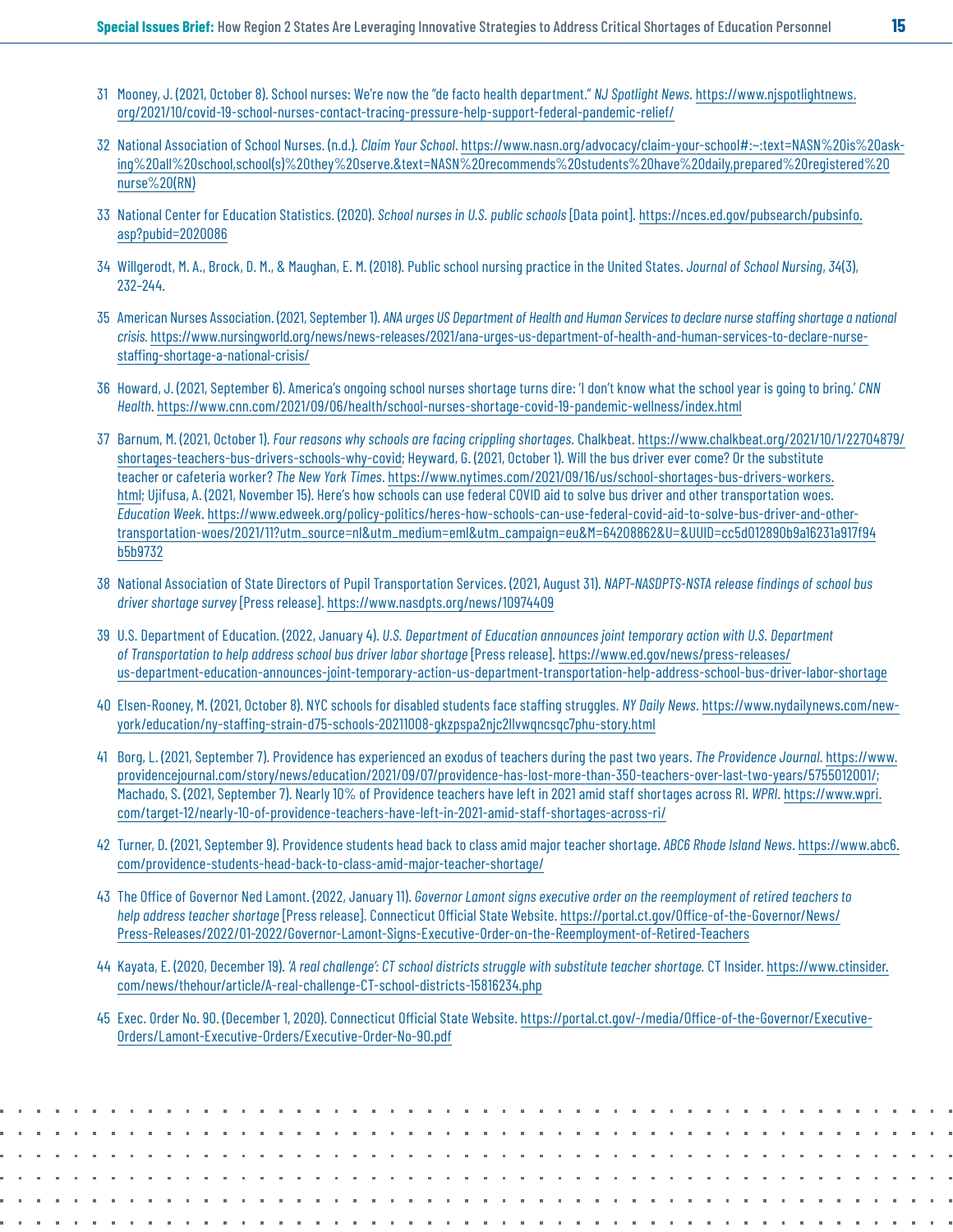31 Mooney, J. (2021, October 8). School nurses: We're now the "de facto health department." *NJ Spotlight News*. https://www.njspotlightnews.org/2021/10/covid-19-school-nurses-contact-tracing-pressure-help-support-federal-pandemic-relief/

32 National Association of School Nurses. (n.d.). *Claim Your School*. https://www.nasn.org/advocacy/claim-your-school#:~:text=NASN%20is%20asking%20all%20school,school(s)%20they%20serve.&text=NASN%20recommends%20students%20have%20daily,prepared%20registered%20nurse%20(RN)

33 National Center for Education Statistics. (2020). *School nurses in U.S. public schools* [Data point]. https://nces.ed.gov/pubsearch/pubsinfo.asp?pubid=2020086

34 Willgerodt, M. A., Brock, D. M., & Maughan, E. M. (2018). Public school nursing practice in the United States. *Journal of School Nursing*, *34*(3), 232–244.

35 American Nurses Association. (2021, September 1). *ANA urges US Department of Health and Human Services to declare nurse staffing shortage a national crisis*. https://www.nursingworld.org/news/news-releases/2021/ana-urges-us-department-of-health-and-human-services-to-declare-nurse-staffing-shortage-a-national-crisis/

36 Howard, J. (2021, September 6). America's ongoing school nurses shortage turns dire: 'I don't know what the school year is going to bring.' *CNN Health*. https://www.cnn.com/2021/09/06/health/school-nurses-shortage-covid-19-pandemic-wellness/index.html

37 Barnum, M. (2021, October 1). *Four reasons why schools are facing crippling shortages*. Chalkbeat. https://www.chalkbeat.org/2021/10/1/22704879/shortages-teachers-bus-drivers-schools-why-covid; Heyward, G. (2021, October 1). Will the bus driver ever come? Or the substitute teacher or cafeteria worker? *The New York Times*. https://www.nytimes.com/2021/09/16/us/school-shortages-bus-drivers-workers.html; Ujifusa, A. (2021, November 15). Here's how schools can use federal COVID aid to solve bus driver and other transportation woes. *Education Week*. https://www.edweek.org/policy-politics/heres-how-schools-can-use-federal-covid-aid-to-solve-bus-driver-and-other-transportation-woes/2021/11?utm_source=nl&utm_medium=eml&utm_campaign=eu&M=64208862&U=&UUID=cc5d012890b9a16231a917f94b5b9732

38 National Association of State Directors of Pupil Transportation Services. (2021, August 31). *NAPT-NASDPTS-NSTA release findings of school bus driver shortage survey* [Press release]. https://www.nasdpts.org/news/10974409

39 U.S. Department of Education. (2022, January 4). *U.S. Department of Education announces joint temporary action with U.S. Department of Transportation to help address school bus driver labor shortage* [Press release]. https://www.ed.gov/news/press-releases/us-department-education-announces-joint-temporary-action-us-department-transportation-help-address-school-bus-driver-labor-shortage

40 Elsen-Rooney, M. (2021, October 8). NYC schools for disabled students face staffing struggles. *NY Daily News*. https://www.nydailynews.com/new-york/education/ny-staffing-strain-d75-schools-20211008-gkzpspa2njc2llvwqncsqc7phu-story.html

41 Borg, L. (2021, September 7). Providence has experienced an exodus of teachers during the past two years. *The Providence Journal*. https://www.providencejournal.com/story/news/education/2021/09/07/providence-has-lost-more-than-350-teachers-over-last-two-years/5755012001/; Machado, S. (2021, September 7). Nearly 10% of Providence teachers have left in 2021 amid staff shortages across RI. *WPRI*. https://www.wpri.com/target-12/nearly-10-of-providence-teachers-have-left-in-2021-amid-staff-shortages-across-ri/

42 Turner, D. (2021, September 9). Providence students head back to class amid major teacher shortage. *ABC6 Rhode Island News*. https://www.abc6.com/providence-students-head-back-to-class-amid-major-teacher-shortage/

43 The Office of Governor Ned Lamont. (2022, January 11). *Governor Lamont signs executive order on the reemployment of retired teachers to help address teacher shortage* [Press release]. Connecticut Official State Website. https://portal.ct.gov/Office-of-the-Governor/News/Press-Releases/2022/01-2022/Governor-Lamont-Signs-Executive-Order-on-the-Reemployment-of-Retired-Teachers

44 Kayata, E. (2020, December 19). *'A real challenge': CT school districts struggle with substitute teacher shortage*. CT Insider. https://www.ctinsider.com/news/thehour/article/A-real-challenge-CT-school-districts-15816234.php

45 Exec. Order No. 90. (December 1, 2020). Connecticut Official State Website. https://portal.ct.gov/-/media/Office-of-the-Governor/Executive-Orders/Lamont-Executive-Orders/Executive-Order-No-90.pdf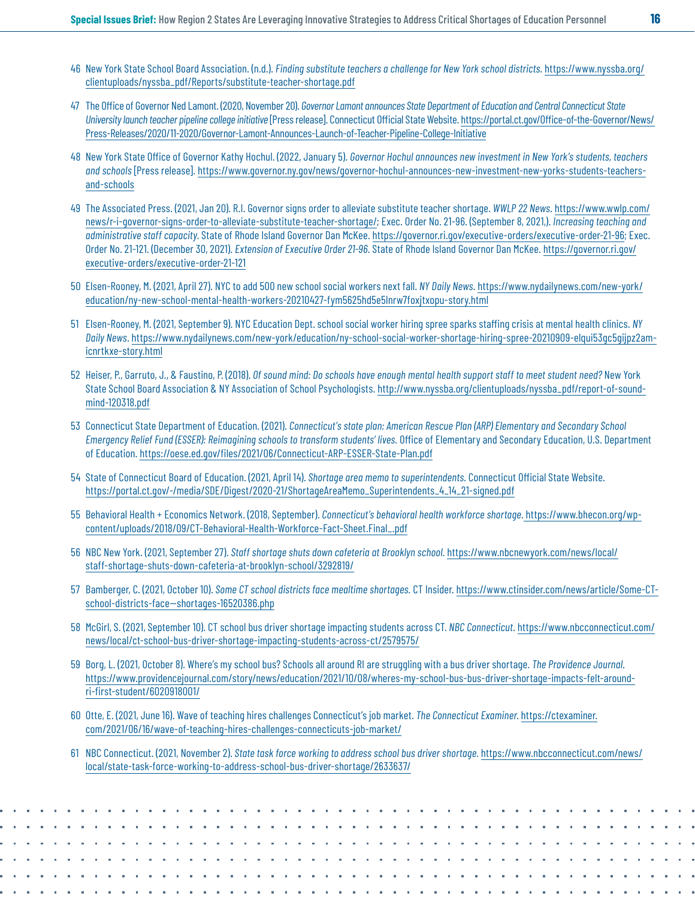46 New York State School Board Association. (n.d.). *Finding substitute teachers a challenge for New York school districts.* https://www.nyssba.org/clientuploads/nyssba_pdf/Reports/substitute-teacher-shortage.pdf

47 The Office of Governor Ned Lamont. (2020, November 20). *Governor Lamont announces State Department of Education and Central Connecticut State University launch teacher pipeline college initiative* [Press release]. Connecticut Official State Website. https://portal.ct.gov/Office-of-the-Governor/News/Press-Releases/2020/11-2020/Governor-Lamont-Announces-Launch-of-Teacher-Pipeline-College-Initiative

48 New York State Office of Governor Kathy Hochul. (2022, January 5). *Governor Hochul announces new investment in New York's students, teachers and schools* [Press release]. https://www.governor.ny.gov/news/governor-hochul-announces-new-investment-new-yorks-students-teachers-and-schools

49 The Associated Press. (2021, Jan 20). R.I. Governor signs order to alleviate substitute teacher shortage. *WWLP 22 News*. https://www.wwlp.com/news/r-i-governor-signs-order-to-alleviate-substitute-teacher-shortage/; Exec. Order No. 21-96. (September 8, 2021,). *Increasing teaching and administrative staff capacity*. State of Rhode Island Governor Dan McKee. https://governor.ri.gov/executive-orders/executive-order-21-96; Exec. Order No. 21-121. (December 30, 2021). *Extension of Executive Order 21-96*. State of Rhode Island Governor Dan McKee. https://governor.ri.gov/executive-orders/executive-order-21-121

50 Elsen-Rooney, M. (2021, April 27). NYC to add 500 new school social workers next fall. *NY Daily News*. https://www.nydailynews.com/new-york/education/ny-new-school-mental-health-workers-20210427-fym5625hd5e5lnrw7foxjtxopu-story.html

51 Elsen-Rooney, M. (2021, September 9). NYC Education Dept. school social worker hiring spree sparks staffing crisis at mental health clinics. *NY Daily News*. https://www.nydailynews.com/new-york/education/ny-school-social-worker-shortage-hiring-spree-20210909-elqui53gc5gijpz2am-icnrtkxe-story.html

52 Heiser, P., Garruto, J., & Faustino, P. (2018). *Of sound mind: Do schools have enough mental health support staff to meet student need?* New York State School Board Association & NY Association of School Psychologists. http://www.nyssba.org/clientuploads/nyssba_pdf/report-of-sound-mind-120318.pdf

53 Connecticut State Department of Education. (2021). *Connecticut's state plan: American Rescue Plan (ARP) Elementary and Secondary School Emergency Relief Fund (ESSER): Reimagining schools to transform students' lives.* Office of Elementary and Secondary Education, U.S. Department of Education. https://oese.ed.gov/files/2021/06/Connecticut-ARP-ESSER-State-Plan.pdf

54 State of Connecticut Board of Education. (2021, April 14). *Shortage area memo to superintendents.* Connecticut Official State Website. https://portal.ct.gov/-/media/SDE/Digest/2020-21/ShortageAreaMemo_Superintendents_4_14_21-signed.pdf

55 Behavioral Health + Economics Network. (2018, September). *Connecticut's behavioral health workforce shortage.* https://www.bhecon.org/wp-content/uploads/2018/09/CT-Behavioral-Health-Workforce-Fact-Sheet.Final_.pdf

56 NBC New York. (2021, September 27). *Staff shortage shuts down cafeteria at Brooklyn school.* https://www.nbcnewyork.com/news/local/staff-shortage-shuts-down-cafeteria-at-brooklyn-school/3292819/

57 Bamberger, C. (2021, October 10). *Some CT school districts face mealtime shortages.* CT Insider. https://www.ctinsider.com/news/article/Some-CT-school-districts-face—shortages-16520386.php

58 McGirl, S. (2021, September 10). CT school bus driver shortage impacting students across CT. *NBC Connecticut*. https://www.nbcconnecticut.com/news/local/ct-school-bus-driver-shortage-impacting-students-across-ct/2579575/

59 Borg, L. (2021, October 8). Where's my school bus? Schools all around RI are struggling with a bus driver shortage. *The Providence Journal*. https://www.providencejournal.com/story/news/education/2021/10/08/wheres-my-school-bus-bus-driver-shortage-impacts-felt-around-ri-first-student/6020918001/

60 Otte, E. (2021, June 16). Wave of teaching hires challenges Connecticut's job market. *The Connecticut Examiner*. https://ctexaminer.com/2021/06/16/wave-of-teaching-hires-challenges-connecticuts-job-market/

61 NBC Connecticut. (2021, November 2). *State task force working to address school bus driver shortage.* https://www.nbcconnecticut.com/news/local/state-task-force-working-to-address-school-bus-driver-shortage/2633637/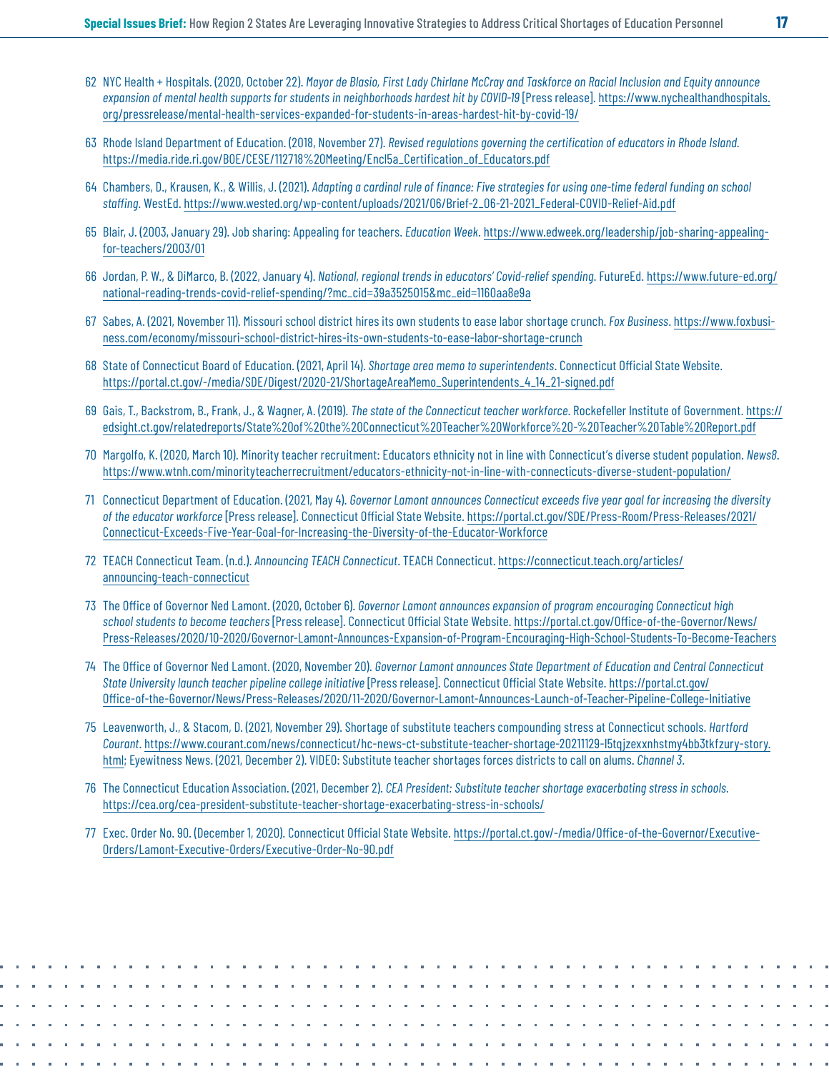62 NYC Health + Hospitals. (2020, October 22). *Mayor de Blasio, First Lady Chirlane McCray and Taskforce on Racial Inclusion and Equity announce expansion of mental health supports for students in neighborhoods hardest hit by COVID-19* [Press release]. https://www.nychealthandhospitals.org/pressrelease/mental-health-services-expanded-for-students-in-areas-hardest-hit-by-covid-19/

63 Rhode Island Department of Education. (2018, November 27). *Revised regulations governing the certification of educators in Rhode Island.* https://media.ride.ri.gov/BOE/CESE/112718%20Meeting/Encl5a_Certification_of_Educators.pdf

64 Chambers, D., Krausen, K., & Willis, J. (2021). *Adapting a cardinal rule of finance: Five strategies for using one-time federal funding on school staffing.* WestEd. https://www.wested.org/wp-content/uploads/2021/06/Brief-2_06-21-2021_Federal-COVID-Relief-Aid.pdf

65 Blair, J. (2003, January 29). Job sharing: Appealing for teachers. *Education Week*. https://www.edweek.org/leadership/job-sharing-appealing-for-teachers/2003/01

66 Jordan, P. W., & DiMarco, B. (2022, January 4). *National, regional trends in educators' Covid-relief spending.* FutureEd. https://www.future-ed.org/national-reading-trends-covid-relief-spending/?mc_cid=39a3525015&mc_eid=1160aa8e9a

67 Sabes, A. (2021, November 11). Missouri school district hires its own students to ease labor shortage crunch. *Fox Business*. https://www.foxbusiness.com/economy/missouri-school-district-hires-its-own-students-to-ease-labor-shortage-crunch

68 State of Connecticut Board of Education. (2021, April 14). *Shortage area memo to superintendents*. Connecticut Official State Website. https://portal.ct.gov/-/media/SDE/Digest/2020-21/ShortageAreaMemo_Superintendents_4_14_21-signed.pdf

69 Gais, T., Backstrom, B., Frank, J., & Wagner, A. (2019). *The state of the Connecticut teacher workforce.* Rockefeller Institute of Government. https://edsight.ct.gov/relatedreports/State%20of%20the%20Connecticut%20Teacher%20Workforce%20-%20Teacher%20Table%20Report.pdf

70 Margolfo, K. (2020, March 10). Minority teacher recruitment: Educators ethnicity not in line with Connecticut's diverse student population. *News8*. https://www.wtnh.com/minorityteacherrecruitment/educators-ethnicity-not-in-line-with-connecticuts-diverse-student-population/

71 Connecticut Department of Education. (2021, May 4). *Governor Lamont announces Connecticut exceeds five year goal for increasing the diversity of the educator workforce* [Press release]. Connecticut Official State Website. https://portal.ct.gov/SDE/Press-Room/Press-Releases/2021/Connecticut-Exceeds-Five-Year-Goal-for-Increasing-the-Diversity-of-the-Educator-Workforce

72 TEACH Connecticut Team. (n.d.). *Announcing TEACH Connecticut*. TEACH Connecticut. https://connecticut.teach.org/articles/announcing-teach-connecticut

73 The Office of Governor Ned Lamont. (2020, October 6). *Governor Lamont announces expansion of program encouraging Connecticut high school students to become teachers* [Press release]. Connecticut Official State Website. https://portal.ct.gov/Office-of-the-Governor/News/Press-Releases/2020/10-2020/Governor-Lamont-Announces-Expansion-of-Program-Encouraging-High-School-Students-To-Become-Teachers

74 The Office of Governor Ned Lamont. (2020, November 20). *Governor Lamont announces State Department of Education and Central Connecticut State University launch teacher pipeline college initiative* [Press release]. Connecticut Official State Website. https://portal.ct.gov/Office-of-the-Governor/News/Press-Releases/2020/11-2020/Governor-Lamont-Announces-Launch-of-Teacher-Pipeline-College-Initiative

75 Leavenworth, J., & Stacom, D. (2021, November 29). Shortage of substitute teachers compounding stress at Connecticut schools. *Hartford Courant*. https://www.courant.com/news/connecticut/hc-news-ct-substitute-teacher-shortage-20211129-l5tqjzexxnhstmy4bb3tkfzury-story.html; Eyewitness News. (2021, December 2). VIDEO: Substitute teacher shortages forces districts to call on alums. *Channel 3*.

76 The Connecticut Education Association. (2021, December 2). *CEA President: Substitute teacher shortage exacerbating stress in schools.* https://cea.org/cea-president-substitute-teacher-shortage-exacerbating-stress-in-schools/

77 Exec. Order No. 90. (December 1, 2020). Connecticut Official State Website. https://portal.ct.gov/-/media/Office-of-the-Governor/Executive-Orders/Lamont-Executive-Orders/Executive-Order-No-90.pdf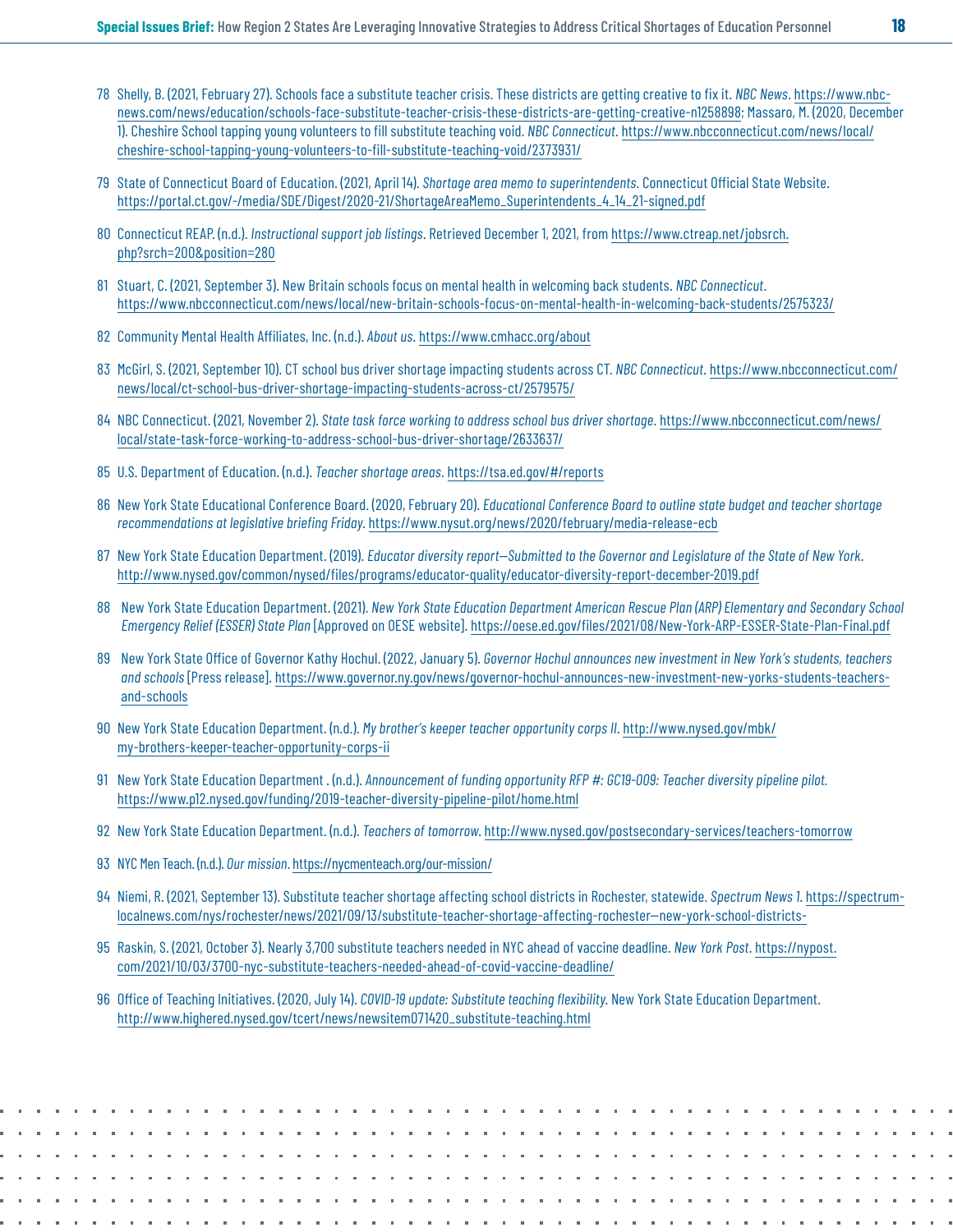78 Shelly, B. (2021, February 27). Schools face a substitute teacher crisis. These districts are getting creative to fix it. *NBC News*. https://www.nbcnews.com/news/education/schools-face-substitute-teacher-crisis-these-districts-are-getting-creative-n1258898; Massaro, M. (2020, December 1). Cheshire School tapping young volunteers to fill substitute teaching void. *NBC Connecticut*. https://www.nbcconnecticut.com/news/local/cheshire-school-tapping-young-volunteers-to-fill-substitute-teaching-void/2373931/

79 State of Connecticut Board of Education. (2021, April 14). *Shortage area memo to superintendents*. Connecticut Official State Website. https://portal.ct.gov/-/media/SDE/Digest/2020-21/ShortageAreaMemo_Superintendents_4_14_21-signed.pdf

80 Connecticut REAP. (n.d.). *Instructional support job listings*. Retrieved December 1, 2021, from https://www.ctreap.net/jobsrch.php?srch=200&position=280

81 Stuart, C. (2021, September 3). New Britain schools focus on mental health in welcoming back students. *NBC Connecticut*. https://www.nbcconnecticut.com/news/local/new-britain-schools-focus-on-mental-health-in-welcoming-back-students/2575323/

82 Community Mental Health Affiliates, Inc. (n.d.). *About us*. https://www.cmhacc.org/about

83 McGirl, S. (2021, September 10). CT school bus driver shortage impacting students across CT. *NBC Connecticut*. https://www.nbcconnecticut.com/news/local/ct-school-bus-driver-shortage-impacting-students-across-ct/2579575/

84 NBC Connecticut. (2021, November 2). *State task force working to address school bus driver shortage*. https://www.nbcconnecticut.com/news/local/state-task-force-working-to-address-school-bus-driver-shortage/2633637/

85 U.S. Department of Education. (n.d.). *Teacher shortage areas*. https://tsa.ed.gov/#/reports

86 New York State Educational Conference Board. (2020, February 20). *Educational Conference Board to outline state budget and teacher shortage recommendations at legislative briefing Friday*. https://www.nysut.org/news/2020/february/media-release-ecb

87 New York State Education Department. (2019). *Educator diversity report—Submitted to the Governor and Legislature of the State of New York*. http://www.nysed.gov/common/nysed/files/programs/educator-quality/educator-diversity-report-december-2019.pdf

88 New York State Education Department. (2021). *New York State Education Department American Rescue Plan (ARP) Elementary and Secondary School Emergency Relief (ESSER) State Plan* [Approved on OESE website]. https://oese.ed.gov/files/2021/08/New-York-ARP-ESSER-State-Plan-Final.pdf

89 New York State Office of Governor Kathy Hochul. (2022, January 5). *Governor Hochul announces new investment in New York's students, teachers and schools* [Press release]. https://www.governor.ny.gov/news/governor-hochul-announces-new-investment-new-yorks-students-teachers-and-schools

90 New York State Education Department. (n.d.). *My brother's keeper teacher opportunity corps II*. http://www.nysed.gov/mbk/my-brothers-keeper-teacher-opportunity-corps-ii

91 New York State Education Department . (n.d.). *Announcement of funding opportunity RFP #: GC19-009: Teacher diversity pipeline pilot.* https://www.p12.nysed.gov/funding/2019-teacher-diversity-pipeline-pilot/home.html

92 New York State Education Department. (n.d.). *Teachers of tomorrow*. http://www.nysed.gov/postsecondary-services/teachers-tomorrow

93 NYC Men Teach. (n.d.). *Our mission*. https://nycmenteach.org/our-mission/

94 Niemi, R. (2021, September 13). Substitute teacher shortage affecting school districts in Rochester, statewide. *Spectrum News 1*. https://spectrumlocalnews.com/nys/rochester/news/2021/09/13/substitute-teacher-shortage-affecting-rochester—new-york-school-districts-

95 Raskin, S. (2021, October 3). Nearly 3,700 substitute teachers needed in NYC ahead of vaccine deadline. *New York Post*. https://nypost.com/2021/10/03/3700-nyc-substitute-teachers-needed-ahead-of-covid-vaccine-deadline/

96 Office of Teaching Initiatives. (2020, July 14). *COVID-19 update: Substitute teaching flexibility*. New York State Education Department. http://www.highered.nysed.gov/tcert/news/newsitem071420_substitute-teaching.html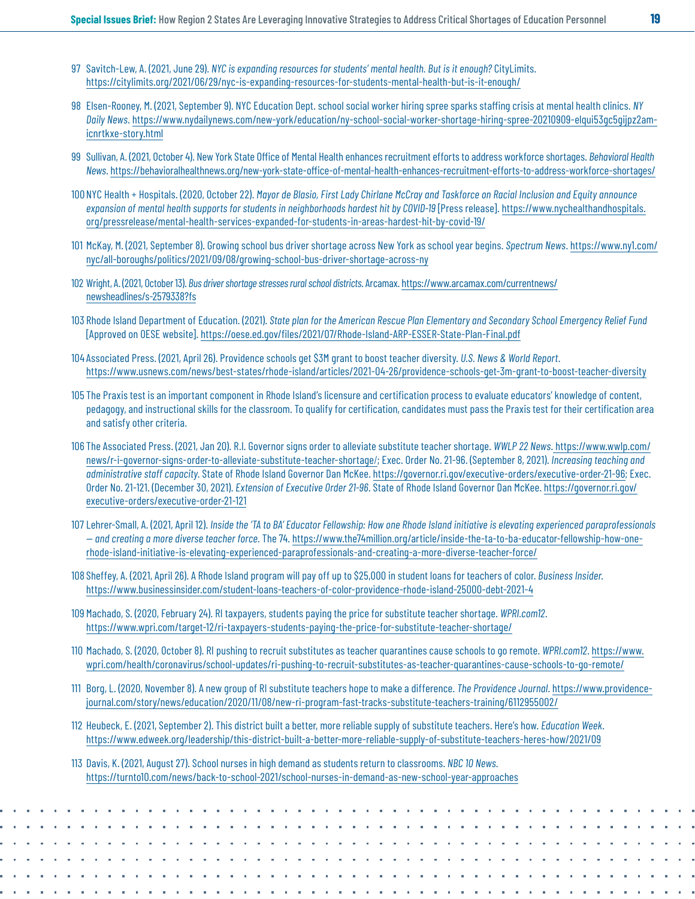97 Savitch-Lew, A. (2021, June 29). *NYC is expanding resources for students' mental health. But is it enough?* CityLimits. https://citylimits.org/2021/06/29/nyc-is-expanding-resources-for-students-mental-health-but-is-it-enough/

98 Elsen-Rooney, M. (2021, September 9). NYC Education Dept. school social worker hiring spree sparks staffing crisis at mental health clinics. *NY Daily News*. https://www.nydailynews.com/new-york/education/ny-school-social-worker-shortage-hiring-spree-20210909-elqui53gc5gijpz2am-icnrtkxe-story.html

99 Sullivan, A. (2021, October 4). New York State Office of Mental Health enhances recruitment efforts to address workforce shortages. *Behavioral Health News*. https://behavioralhealthnews.org/new-york-state-office-of-mental-health-enhances-recruitment-efforts-to-address-workforce-shortages/

100 NYC Health + Hospitals. (2020, October 22). *Mayor de Blasio, First Lady Chirlane McCray and Taskforce on Racial Inclusion and Equity announce expansion of mental health supports for students in neighborhoods hardest hit by COVID-19* [Press release]. https://www.nychealthandhospitals.org/pressrelease/mental-health-services-expanded-for-students-in-areas-hardest-hit-by-covid-19/

101 McKay, M. (2021, September 8). Growing school bus driver shortage across New York as school year begins. *Spectrum News*. https://www.ny1.com/nyc/all-boroughs/politics/2021/09/08/growing-school-bus-driver-shortage-across-ny

102 Wright, A. (2021, October 13). *Bus driver shortage stresses rural school districts*. Arcamax. https://www.arcamax.com/currentnews/newsheadlines/s-2579338?fs

103 Rhode Island Department of Education. (2021). *State plan for the American Rescue Plan Elementary and Secondary School Emergency Relief Fund* [Approved on OESE website]. https://oese.ed.gov/files/2021/07/Rhode-Island-ARP-ESSER-State-Plan-Final.pdf

104 Associated Press. (2021, April 26). Providence schools get $3M grant to boost teacher diversity. *U.S. News & World Report*. https://www.usnews.com/news/best-states/rhode-island/articles/2021-04-26/providence-schools-get-3m-grant-to-boost-teacher-diversity

105 The Praxis test is an important component in Rhode Island's licensure and certification process to evaluate educators' knowledge of content, pedagogy, and instructional skills for the classroom. To qualify for certification, candidates must pass the Praxis test for their certification area and satisfy other criteria.

106 The Associated Press. (2021, Jan 20). R.I. Governor signs order to alleviate substitute teacher shortage. *WWLP 22 News*. https://www.wwlp.com/news/r-i-governor-signs-order-to-alleviate-substitute-teacher-shortage/; Exec. Order No. 21-96. (September 8, 2021). *Increasing teaching and administrative staff capacity*. State of Rhode Island Governor Dan McKee. https://governor.ri.gov/executive-orders/executive-order-21-96; Exec. Order No. 21-121. (December 30, 2021). *Extension of Executive Order 21-96*. State of Rhode Island Governor Dan McKee. https://governor.ri.gov/executive-orders/executive-order-21-121

107 Lehrer-Small, A. (2021, April 12). *Inside the 'TA to BA' Educator Fellowship: How one Rhode Island initiative is elevating experienced paraprofessionals — and creating a more diverse teacher force*. The 74. https://www.the74million.org/article/inside-the-ta-to-ba-educator-fellowship-how-one-rhode-island-initiative-is-elevating-experienced-paraprofessionals-and-creating-a-more-diverse-teacher-force/

108 Sheffey, A. (2021, April 26). A Rhode Island program will pay off up to $25,000 in student loans for teachers of color. *Business Insider*. https://www.businessinsider.com/student-loans-teachers-of-color-providence-rhode-island-25000-debt-2021-4

109 Machado, S. (2020, February 24). RI taxpayers, students paying the price for substitute teacher shortage. *WPRI.com12*. https://www.wpri.com/target-12/ri-taxpayers-students-paying-the-price-for-substitute-teacher-shortage/

110 Machado, S. (2020, October 8). RI pushing to recruit substitutes as teacher quarantines cause schools to go remote. *WPRI.com12*. https://www.wpri.com/health/coronavirus/school-updates/ri-pushing-to-recruit-substitutes-as-teacher-quarantines-cause-schools-to-go-remote/

111 Borg, L. (2020, November 8). A new group of RI substitute teachers hope to make a difference. *The Providence Journal*. https://www.providence-journal.com/story/news/education/2020/11/08/new-ri-program-fast-tracks-substitute-teachers-training/6112955002/

112 Heubeck, E. (2021, September 2). This district built a better, more reliable supply of substitute teachers. Here's how. *Education Week*. https://www.edweek.org/leadership/this-district-built-a-better-more-reliable-supply-of-substitute-teachers-heres-how/2021/09

113 Davis, K. (2021, August 27). School nurses in high demand as students return to classrooms. *NBC 10 News*. https://turnto10.com/news/back-to-school-2021/school-nurses-in-demand-as-new-school-year-approaches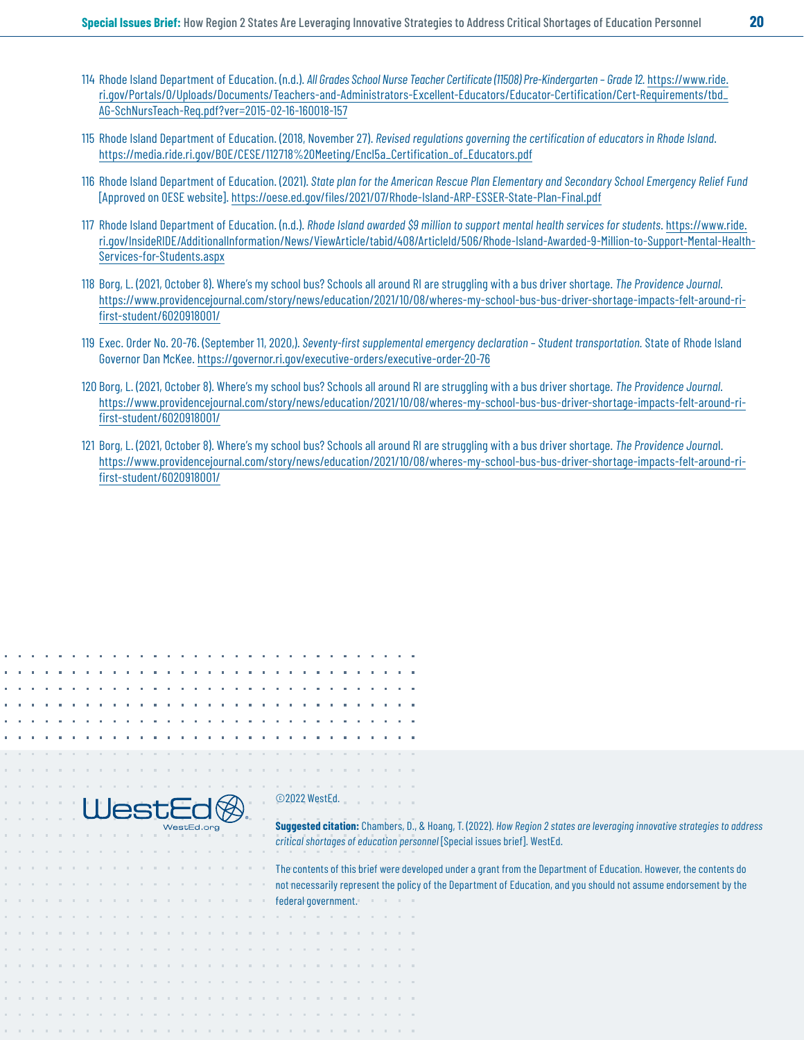114 Rhode Island Department of Education. (n.d.). *All Grades School Nurse Teacher Certificate (11508) Pre-Kindergarten – Grade 12.* https://www.ride.ri.gov/Portals/0/Uploads/Documents/Teachers-and-Administrators-Excellent-Educators/Educator-Certification/Cert-Requirements/tbd_AG-SchNursTeach-Req.pdf?ver=2015-02-16-160018-157

115 Rhode Island Department of Education. (2018, November 27). *Revised regulations governing the certification of educators in Rhode Island.* https://media.ride.ri.gov/BOE/CESE/112718%20Meeting/Encl5a_Certification_of_Educators.pdf

116 Rhode Island Department of Education. (2021). *State plan for the American Rescue Plan Elementary and Secondary School Emergency Relief Fund* [Approved on OESE website]. https://oese.ed.gov/files/2021/07/Rhode-Island-ARP-ESSER-State-Plan-Final.pdf

117 Rhode Island Department of Education. (n.d.). *Rhode Island awarded $9 million to support mental health services for students.* https://www.ride.ri.gov/InsideRIDE/AdditionalInformation/News/ViewArticle/tabid/408/ArticleId/506/Rhode-Island-Awarded-9-Million-to-Support-Mental-Health-Services-for-Students.aspx

118 Borg, L. (2021, October 8). Where's my school bus? Schools all around RI are struggling with a bus driver shortage. *The Providence Journal.* https://www.providencejournal.com/story/news/education/2021/10/08/wheres-my-school-bus-bus-driver-shortage-impacts-felt-around-ri-first-student/6020918001/

119 Exec. Order No. 20-76. (September 11, 2020,). *Seventy-first supplemental emergency declaration – Student transportation.* State of Rhode Island Governor Dan McKee. https://governor.ri.gov/executive-orders/executive-order-20-76

120 Borg, L. (2021, October 8). Where's my school bus? Schools all around RI are struggling with a bus driver shortage. *The Providence Journal.* https://www.providencejournal.com/story/news/education/2021/10/08/wheres-my-school-bus-bus-driver-shortage-impacts-felt-around-ri-first-student/6020918001/

121 Borg, L. (2021, October 8). Where's my school bus? Schools all around RI are struggling with a bus driver shortage. *The Providence Journal.* https://www.providencejournal.com/story/news/education/2021/10/08/wheres-my-school-bus-bus-driver-shortage-impacts-felt-around-ri-first-student/6020918001/

WestEd
WestEd.org

©2022 WestEd.

**Suggested citation:** Chambers, D., & Hoang, T. (2022). *How Region 2 states are leveraging innovative strategies to address critical shortages of education personnel* [Special issues brief]. WestEd.

The contents of this brief were developed under a grant from the Department of Education. However, the contents do not necessarily represent the policy of the Department of Education, and you should not assume endorsement by the federal government.